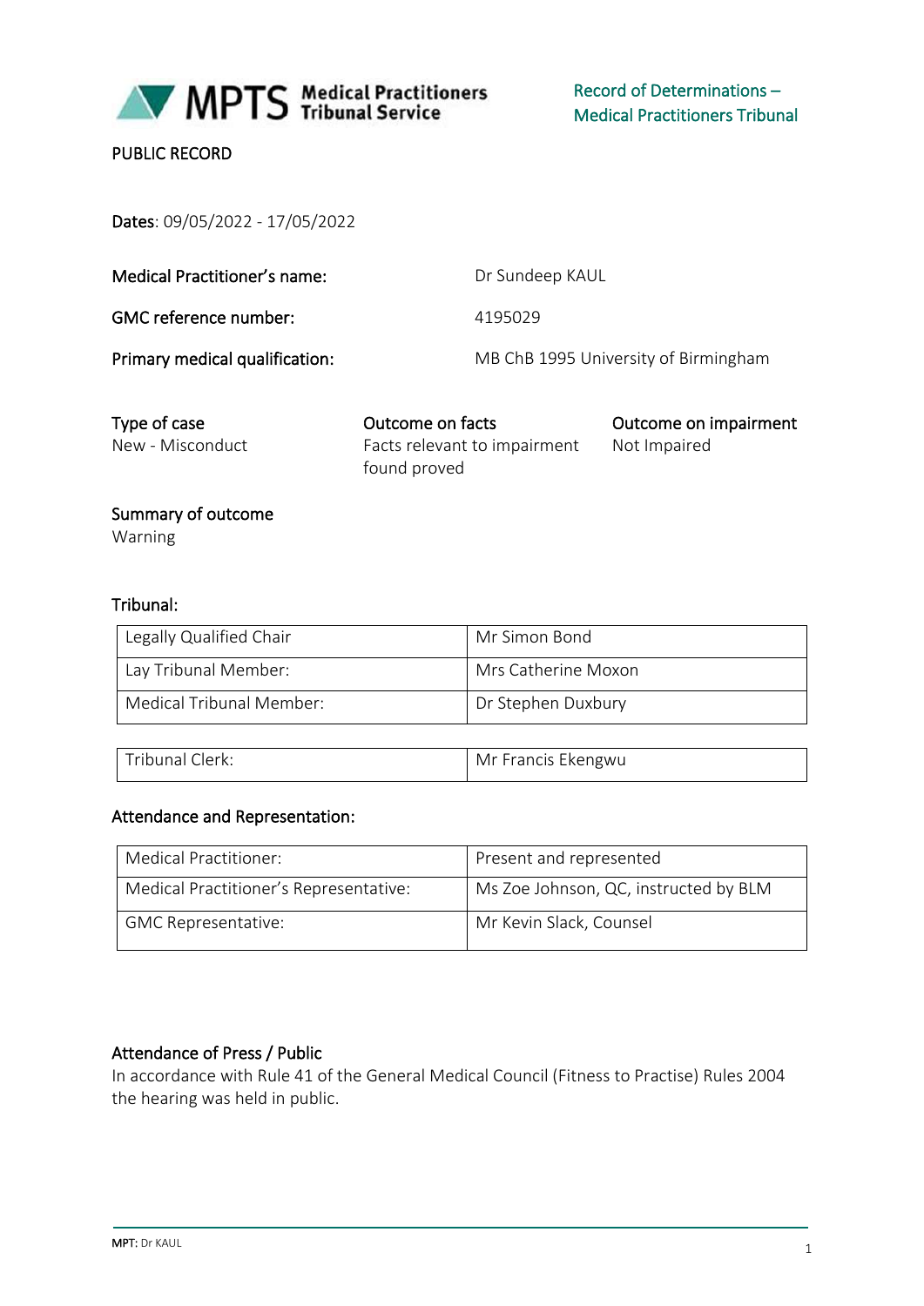Medical Practitioners Tribunal Service

Record of Determinations – Medical Practitioners Tribunal

PUBLIC RECORD

**Dates**: 09/05/2022 - 17/05/2022

| | |
|---|---|
| **Medical Practitioner's name:** | Dr Sundeep KAUL |
| **GMC reference number:** | 4195029 |
| **Primary medical qualification:** | MB ChB 1995 University of Birmingham |

| Type of case | Outcome on facts | Outcome on impairment |
|---|---|---|
| New - Misconduct | Facts relevant to impairment found proved | Not Impaired |

**Summary of outcome**

Warning

**Tribunal:**

| | |
|---|---|
| Legally Qualified Chair | Mr Simon Bond |
| Lay Tribunal Member: | Mrs Catherine Moxon |
| Medical Tribunal Member: | Dr Stephen Duxbury |

| | |
|---|---|
| Tribunal Clerk: | Mr Francis Ekengwu |

**Attendance and Representation:**

| | |
|---|---|
| Medical Practitioner: | Present and represented |
| Medical Practitioner's Representative: | Ms Zoe Johnson, QC, instructed by BLM |
| GMC Representative: | Mr Kevin Slack, Counsel |

**Attendance of Press / Public**

In accordance with Rule 41 of the General Medical Council (Fitness to Practise) Rules 2004 the hearing was held in public.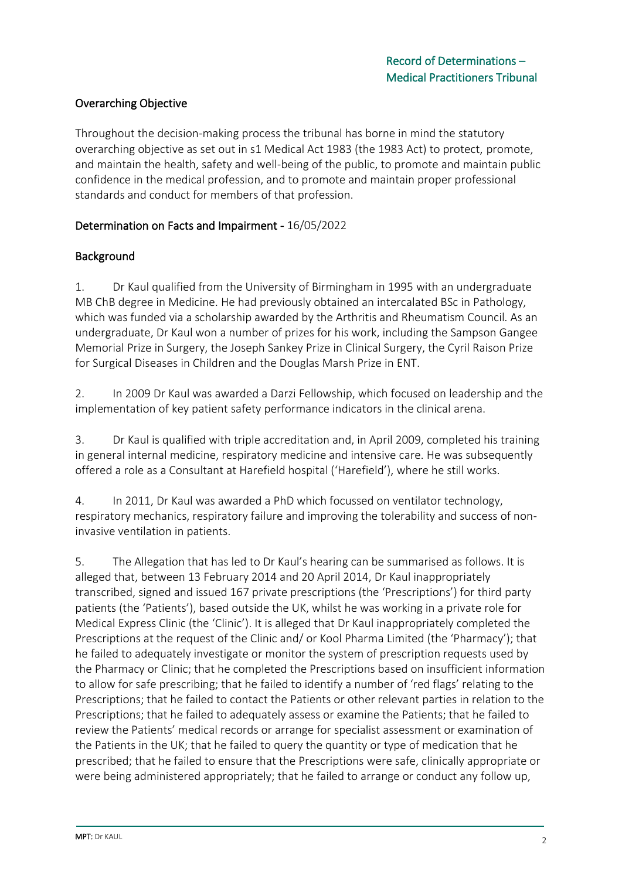## Overarching Objective

Throughout the decision-making process the tribunal has borne in mind the statutory overarching objective as set out in s1 Medical Act 1983 (the 1983 Act) to protect, promote, and maintain the health, safety and well-being of the public, to promote and maintain public confidence in the medical profession, and to promote and maintain proper professional standards and conduct for members of that profession.

## Determination on Facts and Impairment - 16/05/2022

## Background

1. Dr Kaul qualified from the University of Birmingham in 1995 with an undergraduate MB ChB degree in Medicine. He had previously obtained an intercalated BSc in Pathology, which was funded via a scholarship awarded by the Arthritis and Rheumatism Council. As an undergraduate, Dr Kaul won a number of prizes for his work, including the Sampson Gangee Memorial Prize in Surgery, the Joseph Sankey Prize in Clinical Surgery, the Cyril Raison Prize for Surgical Diseases in Children and the Douglas Marsh Prize in ENT.

2. In 2009 Dr Kaul was awarded a Darzi Fellowship, which focused on leadership and the implementation of key patient safety performance indicators in the clinical arena.

3. Dr Kaul is qualified with triple accreditation and, in April 2009, completed his training in general internal medicine, respiratory medicine and intensive care. He was subsequently offered a role as a Consultant at Harefield hospital ('Harefield'), where he still works.

4. In 2011, Dr Kaul was awarded a PhD which focussed on ventilator technology, respiratory mechanics, respiratory failure and improving the tolerability and success of non-invasive ventilation in patients.

5. The Allegation that has led to Dr Kaul's hearing can be summarised as follows. It is alleged that, between 13 February 2014 and 20 April 2014, Dr Kaul inappropriately transcribed, signed and issued 167 private prescriptions (the 'Prescriptions') for third party patients (the 'Patients'), based outside the UK, whilst he was working in a private role for Medical Express Clinic (the 'Clinic'). It is alleged that Dr Kaul inappropriately completed the Prescriptions at the request of the Clinic and/ or Kool Pharma Limited (the 'Pharmacy'); that he failed to adequately investigate or monitor the system of prescription requests used by the Pharmacy or Clinic; that he completed the Prescriptions based on insufficient information to allow for safe prescribing; that he failed to identify a number of 'red flags' relating to the Prescriptions; that he failed to contact the Patients or other relevant parties in relation to the Prescriptions; that he failed to adequately assess or examine the Patients; that he failed to review the Patients' medical records or arrange for specialist assessment or examination of the Patients in the UK; that he failed to query the quantity or type of medication that he prescribed; that he failed to ensure that the Prescriptions were safe, clinically appropriate or were being administered appropriately; that he failed to arrange or conduct any follow up,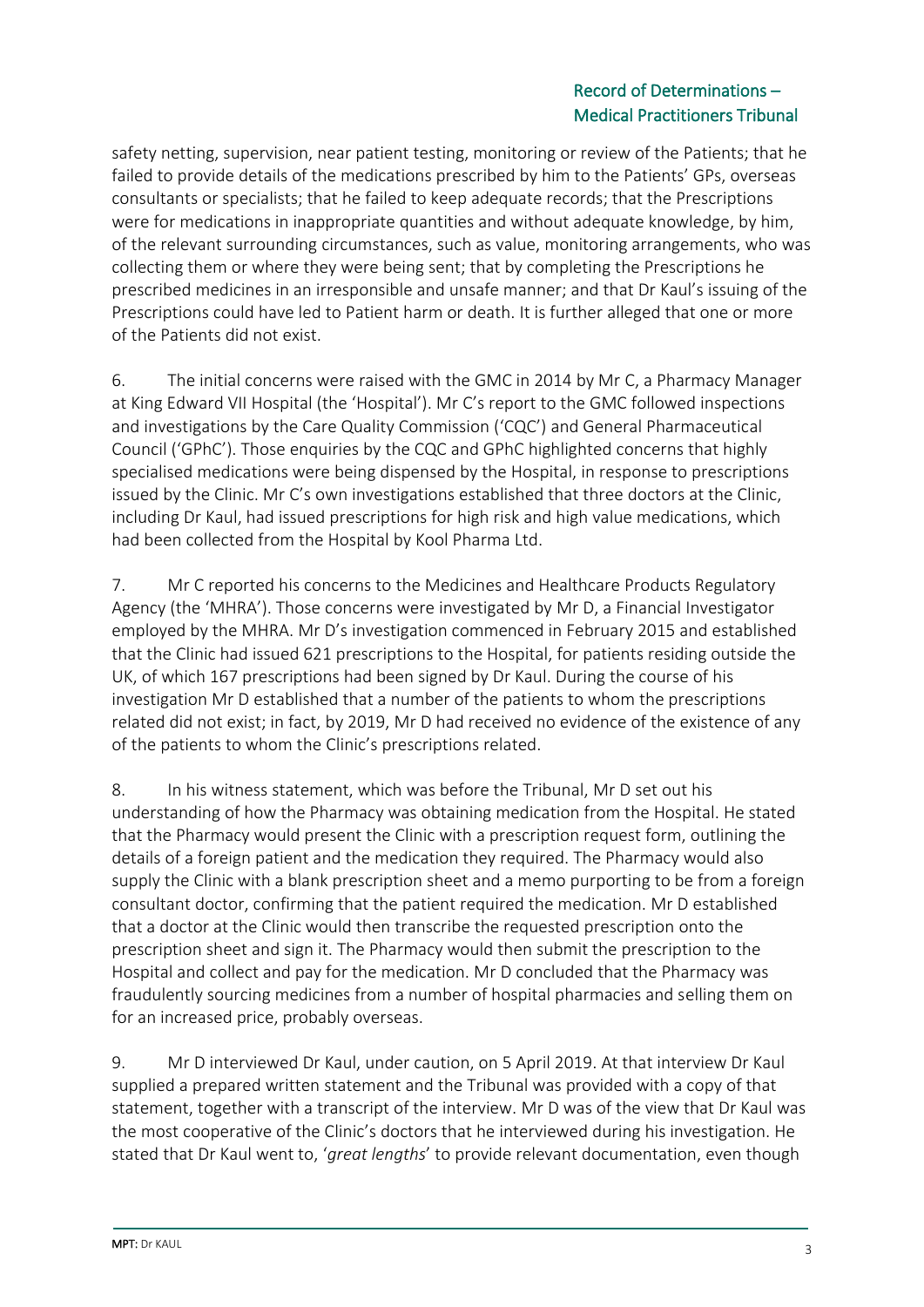safety netting, supervision, near patient testing, monitoring or review of the Patients; that he failed to provide details of the medications prescribed by him to the Patients' GPs, overseas consultants or specialists; that he failed to keep adequate records; that the Prescriptions were for medications in inappropriate quantities and without adequate knowledge, by him, of the relevant surrounding circumstances, such as value, monitoring arrangements, who was collecting them or where they were being sent; that by completing the Prescriptions he prescribed medicines in an irresponsible and unsafe manner; and that Dr Kaul's issuing of the Prescriptions could have led to Patient harm or death. It is further alleged that one or more of the Patients did not exist.

6. The initial concerns were raised with the GMC in 2014 by Mr C, a Pharmacy Manager at King Edward VII Hospital (the 'Hospital'). Mr C's report to the GMC followed inspections and investigations by the Care Quality Commission ('CQC') and General Pharmaceutical Council ('GPhC'). Those enquiries by the CQC and GPhC highlighted concerns that highly specialised medications were being dispensed by the Hospital, in response to prescriptions issued by the Clinic. Mr C's own investigations established that three doctors at the Clinic, including Dr Kaul, had issued prescriptions for high risk and high value medications, which had been collected from the Hospital by Kool Pharma Ltd.

7. Mr C reported his concerns to the Medicines and Healthcare Products Regulatory Agency (the 'MHRA'). Those concerns were investigated by Mr D, a Financial Investigator employed by the MHRA. Mr D's investigation commenced in February 2015 and established that the Clinic had issued 621 prescriptions to the Hospital, for patients residing outside the UK, of which 167 prescriptions had been signed by Dr Kaul. During the course of his investigation Mr D established that a number of the patients to whom the prescriptions related did not exist; in fact, by 2019, Mr D had received no evidence of the existence of any of the patients to whom the Clinic's prescriptions related.

8. In his witness statement, which was before the Tribunal, Mr D set out his understanding of how the Pharmacy was obtaining medication from the Hospital. He stated that the Pharmacy would present the Clinic with a prescription request form, outlining the details of a foreign patient and the medication they required. The Pharmacy would also supply the Clinic with a blank prescription sheet and a memo purporting to be from a foreign consultant doctor, confirming that the patient required the medication. Mr D established that a doctor at the Clinic would then transcribe the requested prescription onto the prescription sheet and sign it. The Pharmacy would then submit the prescription to the Hospital and collect and pay for the medication. Mr D concluded that the Pharmacy was fraudulently sourcing medicines from a number of hospital pharmacies and selling them on for an increased price, probably overseas.

9. Mr D interviewed Dr Kaul, under caution, on 5 April 2019. At that interview Dr Kaul supplied a prepared written statement and the Tribunal was provided with a copy of that statement, together with a transcript of the interview. Mr D was of the view that Dr Kaul was the most cooperative of the Clinic's doctors that he interviewed during his investigation. He stated that Dr Kaul went to, '*great lengths*' to provide relevant documentation, even though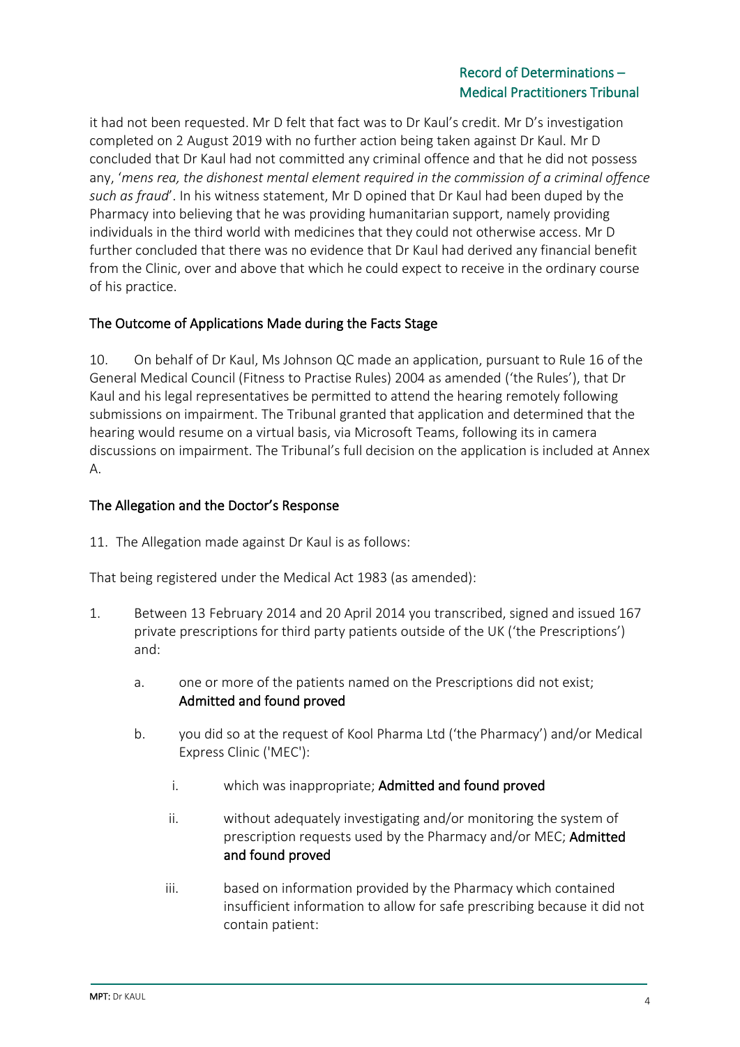it had not been requested. Mr D felt that fact was to Dr Kaul's credit. Mr D's investigation completed on 2 August 2019 with no further action being taken against Dr Kaul. Mr D concluded that Dr Kaul had not committed any criminal offence and that he did not possess any, '*mens rea, the dishonest mental element required in the commission of a criminal offence such as fraud*'. In his witness statement, Mr D opined that Dr Kaul had been duped by the Pharmacy into believing that he was providing humanitarian support, namely providing individuals in the third world with medicines that they could not otherwise access. Mr D further concluded that there was no evidence that Dr Kaul had derived any financial benefit from the Clinic, over and above that which he could expect to receive in the ordinary course of his practice.

## The Outcome of Applications Made during the Facts Stage

10. On behalf of Dr Kaul, Ms Johnson QC made an application, pursuant to Rule 16 of the General Medical Council (Fitness to Practise Rules) 2004 as amended ('the Rules'), that Dr Kaul and his legal representatives be permitted to attend the hearing remotely following submissions on impairment. The Tribunal granted that application and determined that the hearing would resume on a virtual basis, via Microsoft Teams, following its in camera discussions on impairment. The Tribunal's full decision on the application is included at Annex A.

## The Allegation and the Doctor's Response

11. The Allegation made against Dr Kaul is as follows:

That being registered under the Medical Act 1983 (as amended):

1. Between 13 February 2014 and 20 April 2014 you transcribed, signed and issued 167 private prescriptions for third party patients outside of the UK ('the Prescriptions') and:

    a. one or more of the patients named on the Prescriptions did not exist; **Admitted and found proved**

    b. you did so at the request of Kool Pharma Ltd ('the Pharmacy') and/or Medical Express Clinic ('MEC'):

        i. which was inappropriate; **Admitted and found proved**

        ii. without adequately investigating and/or monitoring the system of prescription requests used by the Pharmacy and/or MEC; **Admitted and found proved**

        iii. based on information provided by the Pharmacy which contained insufficient information to allow for safe prescribing because it did not contain patient: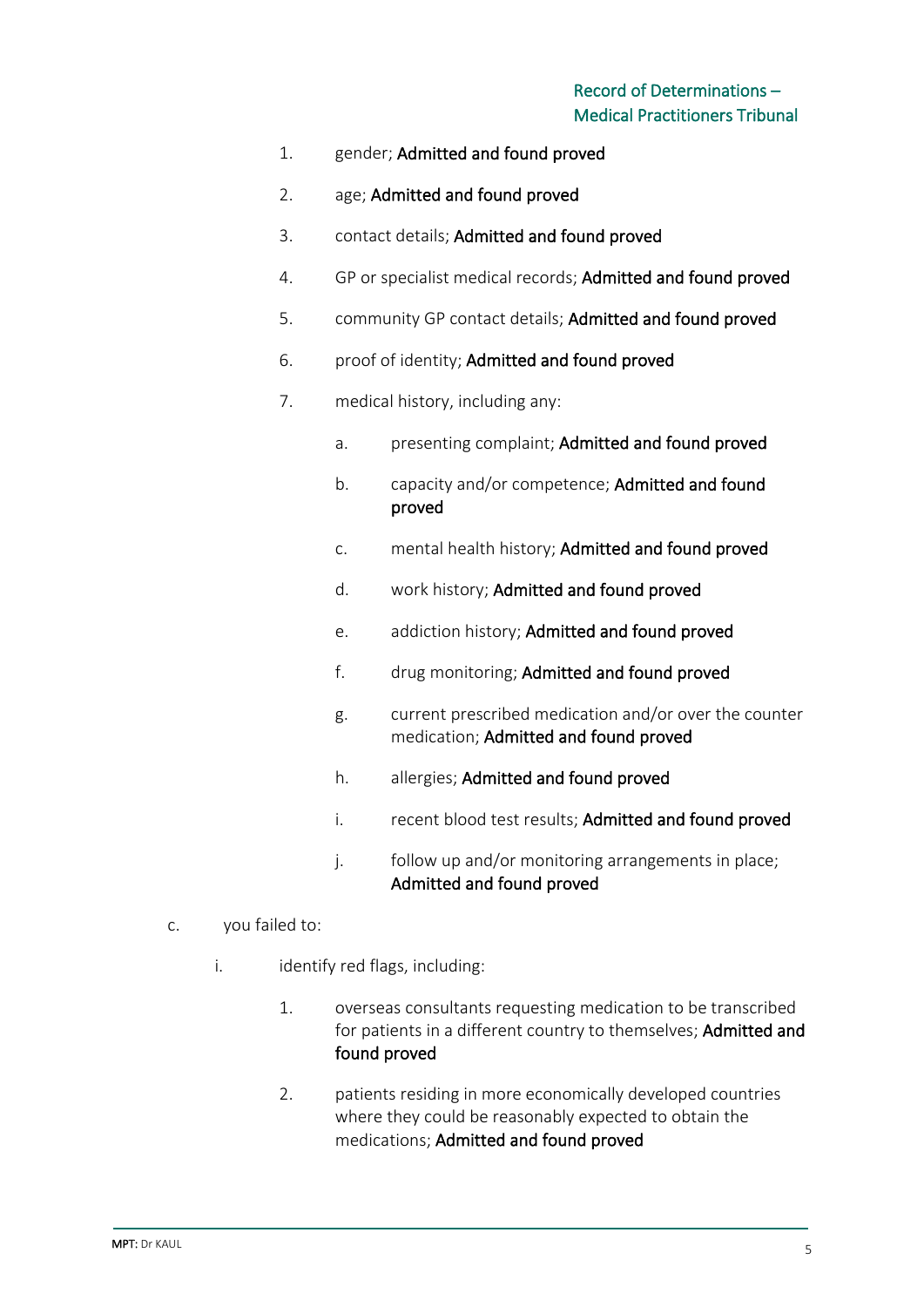1. gender; **Admitted and found proved**
2. age; **Admitted and found proved**
3. contact details; **Admitted and found proved**
4. GP or specialist medical records; **Admitted and found proved**
5. community GP contact details; **Admitted and found proved**
6. proof of identity; **Admitted and found proved**
7. medical history, including any:
    a. presenting complaint; **Admitted and found proved**
    b. capacity and/or competence; **Admitted and found proved**
    c. mental health history; **Admitted and found proved**
    d. work history; **Admitted and found proved**
    e. addiction history; **Admitted and found proved**
    f. drug monitoring; **Admitted and found proved**
    g. current prescribed medication and/or over the counter medication; **Admitted and found proved**
    h. allergies; **Admitted and found proved**
    i. recent blood test results; **Admitted and found proved**
    j. follow up and/or monitoring arrangements in place; **Admitted and found proved**

c. you failed to:

i. identify red flags, including:

1. overseas consultants requesting medication to be transcribed for patients in a different country to themselves; **Admitted and found proved**
2. patients residing in more economically developed countries where they could be reasonably expected to obtain the medications; **Admitted and found proved**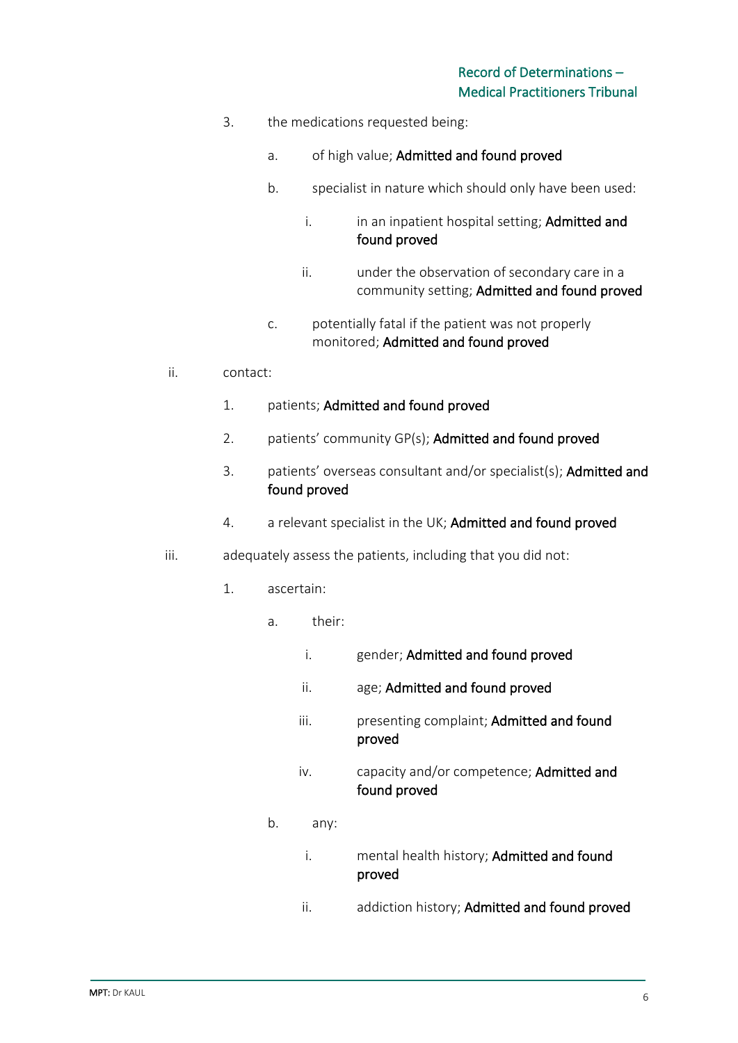3. the medications requested being:

    a. of high value; **Admitted and found proved**

    b. specialist in nature which should only have been used:

        i. in an inpatient hospital setting; **Admitted and found proved**

        ii. under the observation of secondary care in a community setting; **Admitted and found proved**

    c. potentially fatal if the patient was not properly monitored; **Admitted and found proved**

ii. contact:

1. patients; **Admitted and found proved**

2. patients' community GP(s); **Admitted and found proved**

3. patients' overseas consultant and/or specialist(s); **Admitted and found proved**

4. a relevant specialist in the UK; **Admitted and found proved**

iii. adequately assess the patients, including that you did not:

1. ascertain:

    a. their:

        i. gender; **Admitted and found proved**

        ii. age; **Admitted and found proved**

        iii. presenting complaint; **Admitted and found proved**

        iv. capacity and/or competence; **Admitted and found proved**

    b. any:

        i. mental health history; **Admitted and found proved**

        ii. addiction history; **Admitted and found proved**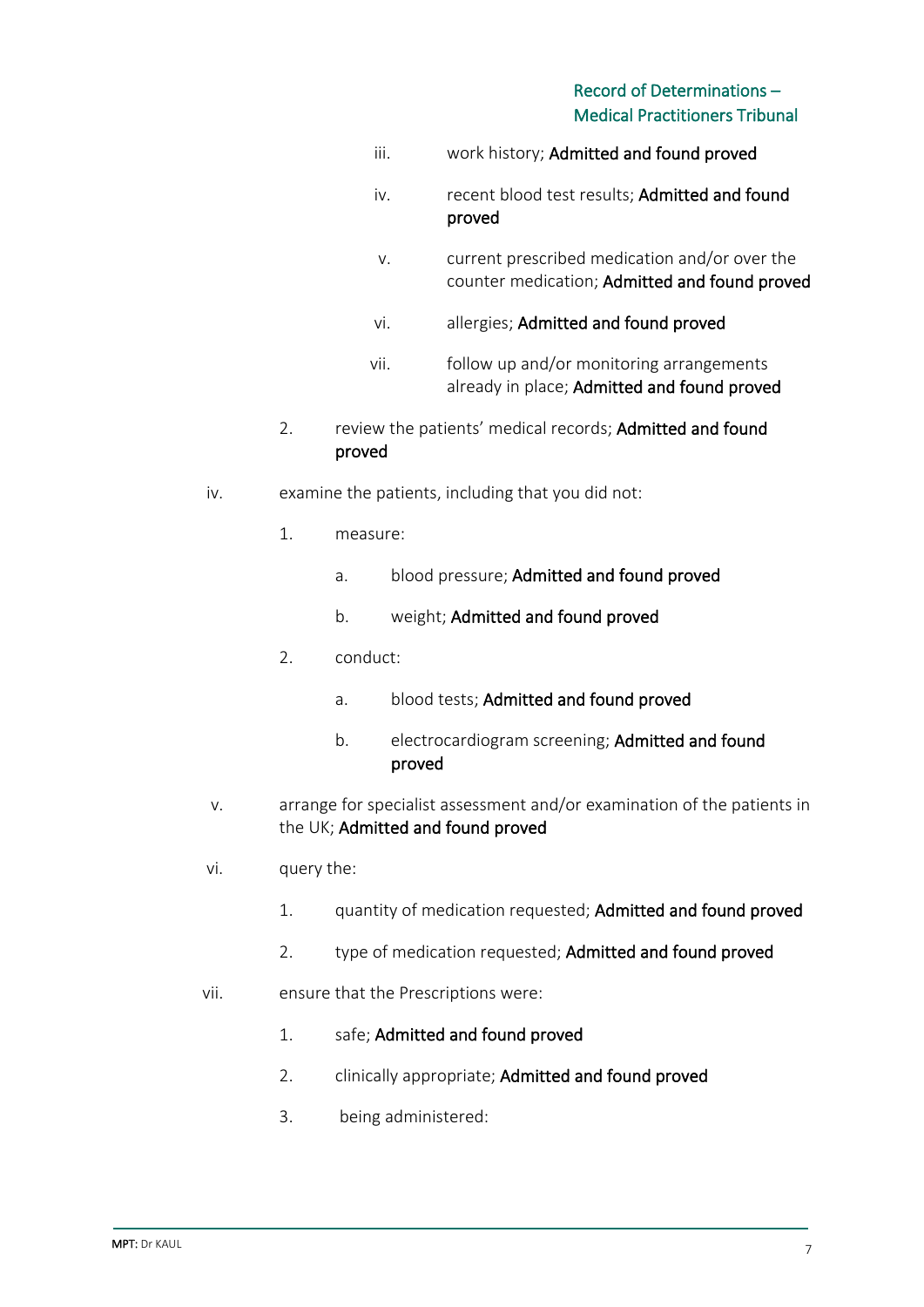iii. work history; **Admitted and found proved**

iv. recent blood test results; **Admitted and found proved**

v. current prescribed medication and/or over the counter medication; **Admitted and found proved**

vi. allergies; **Admitted and found proved**

vii. follow up and/or monitoring arrangements already in place; **Admitted and found proved**

2. review the patients' medical records; **Admitted and found proved**

iv. examine the patients, including that you did not:

1. measure:

a. blood pressure; **Admitted and found proved**

b. weight; **Admitted and found proved**

2. conduct:

a. blood tests; **Admitted and found proved**

b. electrocardiogram screening; **Admitted and found proved**

v. arrange for specialist assessment and/or examination of the patients in the UK; **Admitted and found proved**

vi. query the:

1. quantity of medication requested; **Admitted and found proved**

2. type of medication requested; **Admitted and found proved**

vii. ensure that the Prescriptions were:

1. safe; **Admitted and found proved**

2. clinically appropriate; **Admitted and found proved**

3. being administered: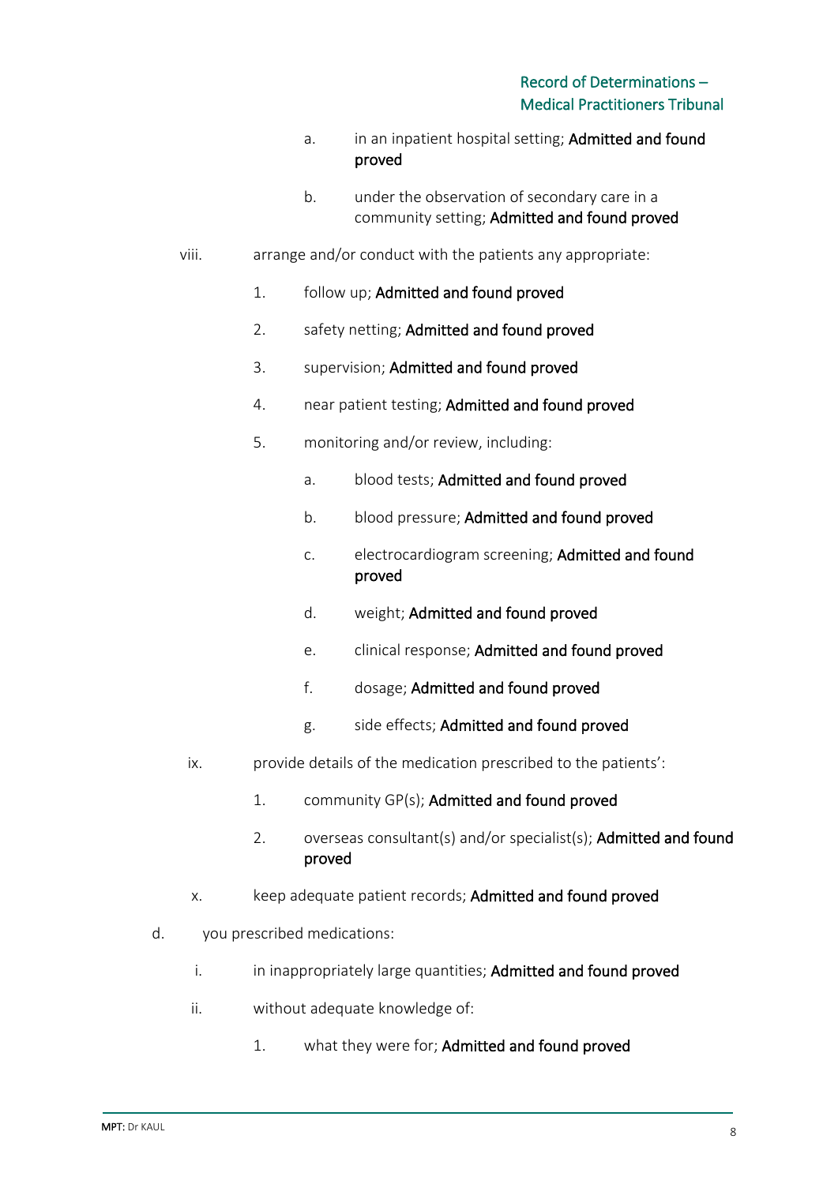a. in an inpatient hospital setting; **Admitted and found proved**

b. under the observation of secondary care in a community setting; **Admitted and found proved**

viii. arrange and/or conduct with the patients any appropriate:

1. follow up; **Admitted and found proved**

2. safety netting; **Admitted and found proved**

3. supervision; **Admitted and found proved**

4. near patient testing; **Admitted and found proved**

5. monitoring and/or review, including:

a. blood tests; **Admitted and found proved**

b. blood pressure; **Admitted and found proved**

c. electrocardiogram screening; **Admitted and found proved**

d. weight; **Admitted and found proved**

e. clinical response; **Admitted and found proved**

f. dosage; **Admitted and found proved**

g. side effects; **Admitted and found proved**

ix. provide details of the medication prescribed to the patients':

1. community GP(s); **Admitted and found proved**

2. overseas consultant(s) and/or specialist(s); **Admitted and found proved**

x. keep adequate patient records; **Admitted and found proved**

d. you prescribed medications:

i. in inappropriately large quantities; **Admitted and found proved**

ii. without adequate knowledge of:

1. what they were for; **Admitted and found proved**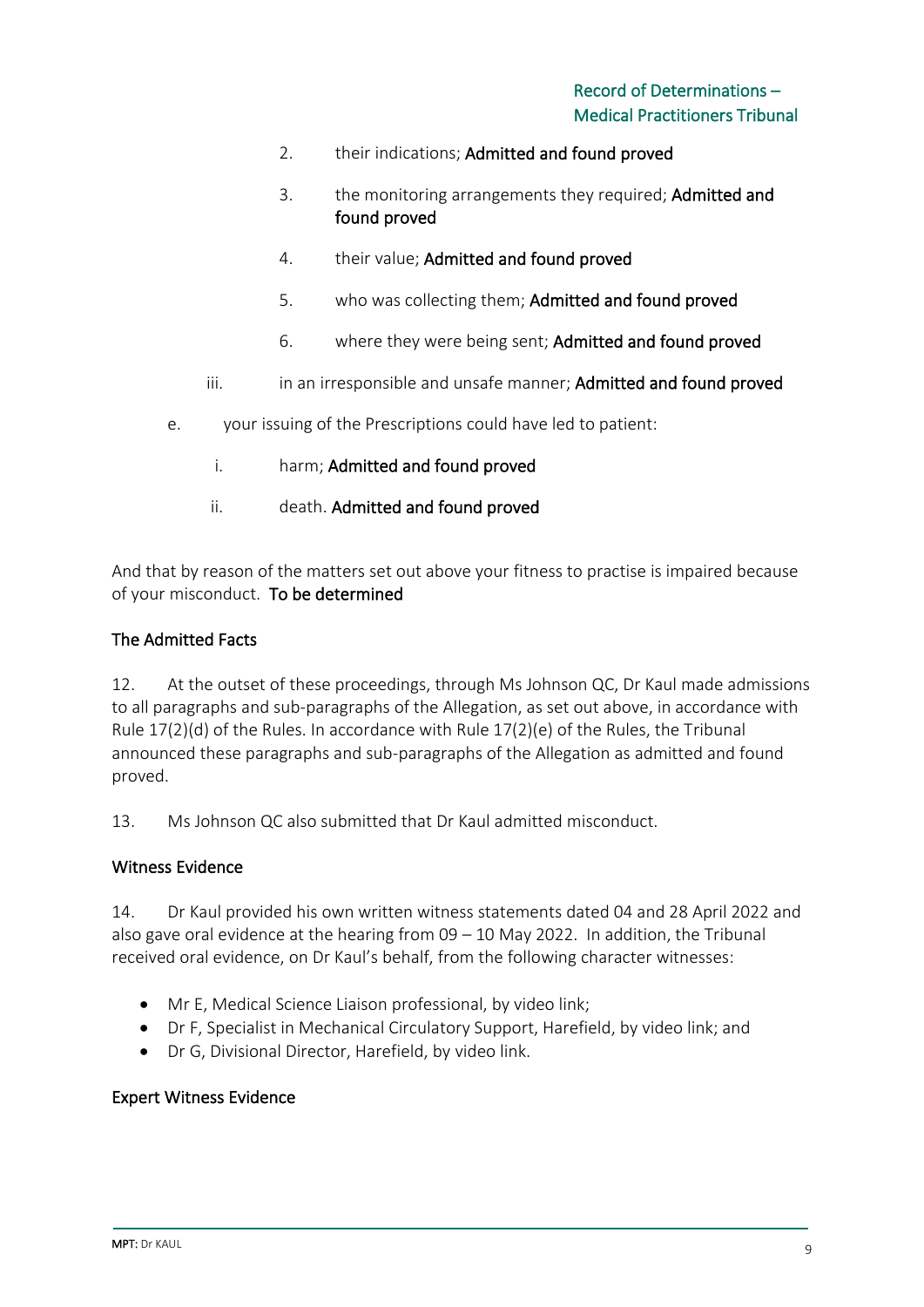2. their indications; **Admitted and found proved**

3. the monitoring arrangements they required; **Admitted and found proved**

4. their value; **Admitted and found proved**

5. who was collecting them; **Admitted and found proved**

6. where they were being sent; **Admitted and found proved**

iii. in an irresponsible and unsafe manner; **Admitted and found proved**

e. your issuing of the Prescriptions could have led to patient:

i. harm; **Admitted and found proved**

ii. death. **Admitted and found proved**

And that by reason of the matters set out above your fitness to practise is impaired because of your misconduct. **To be determined**

## The Admitted Facts

12. At the outset of these proceedings, through Ms Johnson QC, Dr Kaul made admissions to all paragraphs and sub-paragraphs of the Allegation, as set out above, in accordance with Rule 17(2)(d) of the Rules. In accordance with Rule 17(2)(e) of the Rules, the Tribunal announced these paragraphs and sub-paragraphs of the Allegation as admitted and found proved.

13. Ms Johnson QC also submitted that Dr Kaul admitted misconduct.

## Witness Evidence

14. Dr Kaul provided his own written witness statements dated 04 and 28 April 2022 and also gave oral evidence at the hearing from 09 – 10 May 2022. In addition, the Tribunal received oral evidence, on Dr Kaul's behalf, from the following character witnesses:

- Mr E, Medical Science Liaison professional, by video link;
- Dr F, Specialist in Mechanical Circulatory Support, Harefield, by video link; and
- Dr G, Divisional Director, Harefield, by video link.

## Expert Witness Evidence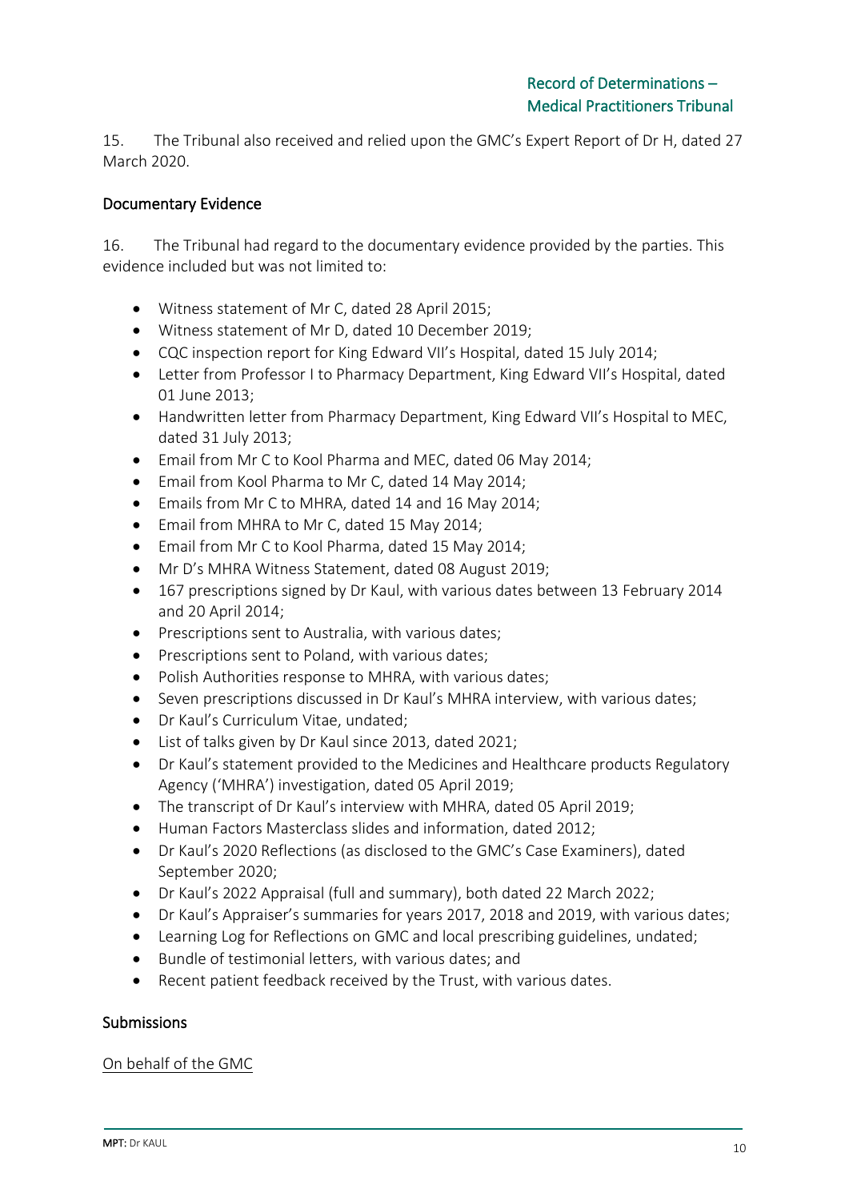15. The Tribunal also received and relied upon the GMC's Expert Report of Dr H, dated 27 March 2020.

## Documentary Evidence

16. The Tribunal had regard to the documentary evidence provided by the parties. This evidence included but was not limited to:

- Witness statement of Mr C, dated 28 April 2015;
- Witness statement of Mr D, dated 10 December 2019;
- CQC inspection report for King Edward VII's Hospital, dated 15 July 2014;
- Letter from Professor I to Pharmacy Department, King Edward VII's Hospital, dated 01 June 2013;
- Handwritten letter from Pharmacy Department, King Edward VII's Hospital to MEC, dated 31 July 2013;
- Email from Mr C to Kool Pharma and MEC, dated 06 May 2014;
- Email from Kool Pharma to Mr C, dated 14 May 2014;
- Emails from Mr C to MHRA, dated 14 and 16 May 2014;
- Email from MHRA to Mr C, dated 15 May 2014;
- Email from Mr C to Kool Pharma, dated 15 May 2014;
- Mr D's MHRA Witness Statement, dated 08 August 2019;
- 167 prescriptions signed by Dr Kaul, with various dates between 13 February 2014 and 20 April 2014;
- Prescriptions sent to Australia, with various dates;
- Prescriptions sent to Poland, with various dates;
- Polish Authorities response to MHRA, with various dates;
- Seven prescriptions discussed in Dr Kaul's MHRA interview, with various dates;
- Dr Kaul's Curriculum Vitae, undated;
- List of talks given by Dr Kaul since 2013, dated 2021;
- Dr Kaul's statement provided to the Medicines and Healthcare products Regulatory Agency ('MHRA') investigation, dated 05 April 2019;
- The transcript of Dr Kaul's interview with MHRA, dated 05 April 2019;
- Human Factors Masterclass slides and information, dated 2012;
- Dr Kaul's 2020 Reflections (as disclosed to the GMC's Case Examiners), dated September 2020;
- Dr Kaul's 2022 Appraisal (full and summary), both dated 22 March 2022;
- Dr Kaul's Appraiser's summaries for years 2017, 2018 and 2019, with various dates;
- Learning Log for Reflections on GMC and local prescribing guidelines, undated;
- Bundle of testimonial letters, with various dates; and
- Recent patient feedback received by the Trust, with various dates.

## Submissions

### On behalf of the GMC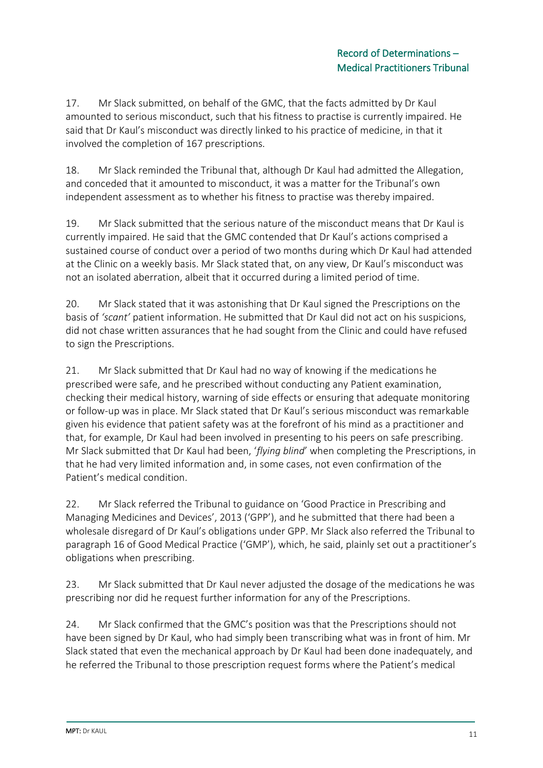17. Mr Slack submitted, on behalf of the GMC, that the facts admitted by Dr Kaul amounted to serious misconduct, such that his fitness to practise is currently impaired. He said that Dr Kaul's misconduct was directly linked to his practice of medicine, in that it involved the completion of 167 prescriptions.

18. Mr Slack reminded the Tribunal that, although Dr Kaul had admitted the Allegation, and conceded that it amounted to misconduct, it was a matter for the Tribunal's own independent assessment as to whether his fitness to practise was thereby impaired.

19. Mr Slack submitted that the serious nature of the misconduct means that Dr Kaul is currently impaired. He said that the GMC contended that Dr Kaul's actions comprised a sustained course of conduct over a period of two months during which Dr Kaul had attended at the Clinic on a weekly basis. Mr Slack stated that, on any view, Dr Kaul's misconduct was not an isolated aberration, albeit that it occurred during a limited period of time.

20. Mr Slack stated that it was astonishing that Dr Kaul signed the Prescriptions on the basis of *'scant'* patient information. He submitted that Dr Kaul did not act on his suspicions, did not chase written assurances that he had sought from the Clinic and could have refused to sign the Prescriptions.

21. Mr Slack submitted that Dr Kaul had no way of knowing if the medications he prescribed were safe, and he prescribed without conducting any Patient examination, checking their medical history, warning of side effects or ensuring that adequate monitoring or follow-up was in place. Mr Slack stated that Dr Kaul's serious misconduct was remarkable given his evidence that patient safety was at the forefront of his mind as a practitioner and that, for example, Dr Kaul had been involved in presenting to his peers on safe prescribing. Mr Slack submitted that Dr Kaul had been, '*flying blind*' when completing the Prescriptions, in that he had very limited information and, in some cases, not even confirmation of the Patient's medical condition.

22. Mr Slack referred the Tribunal to guidance on 'Good Practice in Prescribing and Managing Medicines and Devices', 2013 ('GPP'), and he submitted that there had been a wholesale disregard of Dr Kaul's obligations under GPP. Mr Slack also referred the Tribunal to paragraph 16 of Good Medical Practice ('GMP'), which, he said, plainly set out a practitioner's obligations when prescribing.

23. Mr Slack submitted that Dr Kaul never adjusted the dosage of the medications he was prescribing nor did he request further information for any of the Prescriptions.

24. Mr Slack confirmed that the GMC's position was that the Prescriptions should not have been signed by Dr Kaul, who had simply been transcribing what was in front of him. Mr Slack stated that even the mechanical approach by Dr Kaul had been done inadequately, and he referred the Tribunal to those prescription request forms where the Patient's medical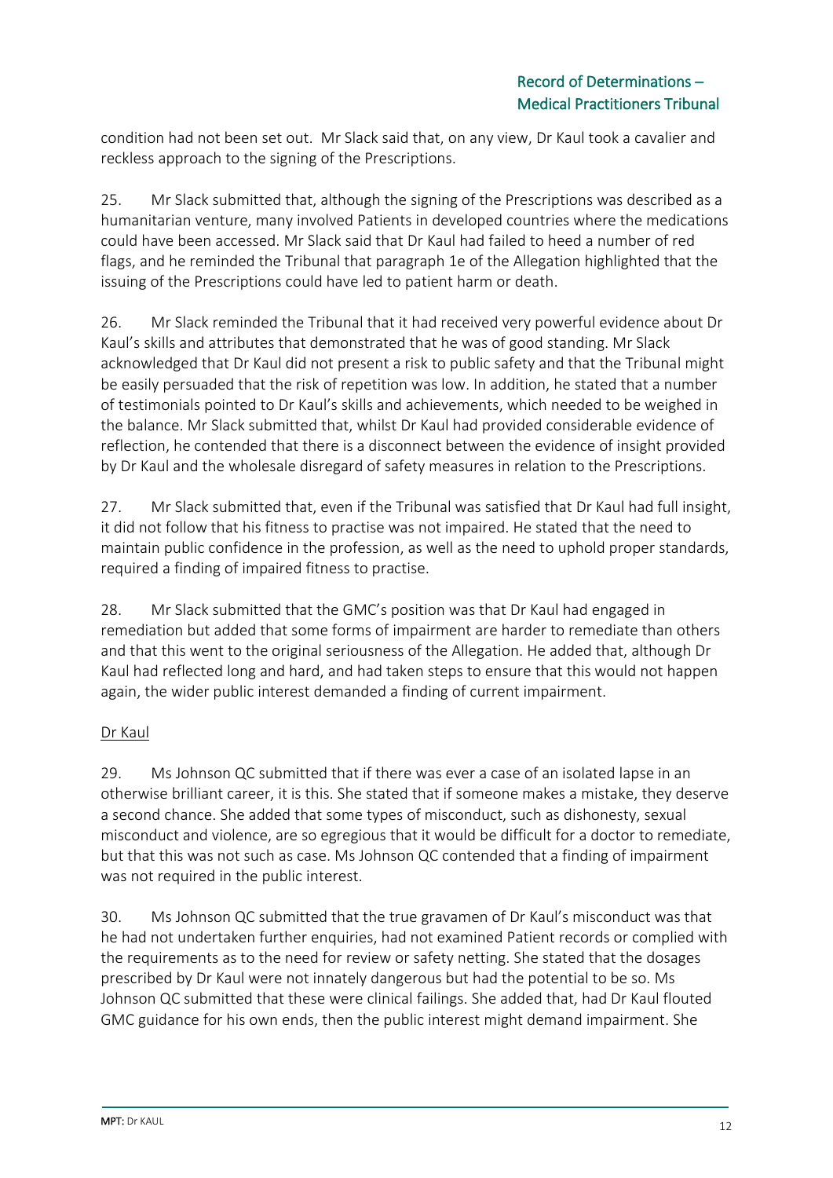condition had not been set out. Mr Slack said that, on any view, Dr Kaul took a cavalier and reckless approach to the signing of the Prescriptions.

25. Mr Slack submitted that, although the signing of the Prescriptions was described as a humanitarian venture, many involved Patients in developed countries where the medications could have been accessed. Mr Slack said that Dr Kaul had failed to heed a number of red flags, and he reminded the Tribunal that paragraph 1e of the Allegation highlighted that the issuing of the Prescriptions could have led to patient harm or death.

26. Mr Slack reminded the Tribunal that it had received very powerful evidence about Dr Kaul's skills and attributes that demonstrated that he was of good standing. Mr Slack acknowledged that Dr Kaul did not present a risk to public safety and that the Tribunal might be easily persuaded that the risk of repetition was low. In addition, he stated that a number of testimonials pointed to Dr Kaul's skills and achievements, which needed to be weighed in the balance. Mr Slack submitted that, whilst Dr Kaul had provided considerable evidence of reflection, he contended that there is a disconnect between the evidence of insight provided by Dr Kaul and the wholesale disregard of safety measures in relation to the Prescriptions.

27. Mr Slack submitted that, even if the Tribunal was satisfied that Dr Kaul had full insight, it did not follow that his fitness to practise was not impaired. He stated that the need to maintain public confidence in the profession, as well as the need to uphold proper standards, required a finding of impaired fitness to practise.

28. Mr Slack submitted that the GMC's position was that Dr Kaul had engaged in remediation but added that some forms of impairment are harder to remediate than others and that this went to the original seriousness of the Allegation. He added that, although Dr Kaul had reflected long and hard, and had taken steps to ensure that this would not happen again, the wider public interest demanded a finding of current impairment.

<u>Dr Kaul</u>

29. Ms Johnson QC submitted that if there was ever a case of an isolated lapse in an otherwise brilliant career, it is this. She stated that if someone makes a mistake, they deserve a second chance. She added that some types of misconduct, such as dishonesty, sexual misconduct and violence, are so egregious that it would be difficult for a doctor to remediate, but that this was not such as case. Ms Johnson QC contended that a finding of impairment was not required in the public interest.

30. Ms Johnson QC submitted that the true gravamen of Dr Kaul's misconduct was that he had not undertaken further enquiries, had not examined Patient records or complied with the requirements as to the need for review or safety netting. She stated that the dosages prescribed by Dr Kaul were not innately dangerous but had the potential to be so. Ms Johnson QC submitted that these were clinical failings. She added that, had Dr Kaul flouted GMC guidance for his own ends, then the public interest might demand impairment. She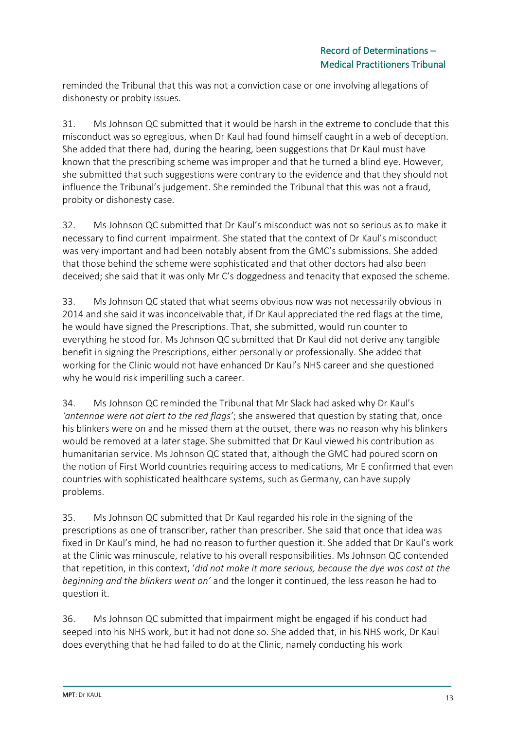reminded the Tribunal that this was not a conviction case or one involving allegations of dishonesty or probity issues.

31. Ms Johnson QC submitted that it would be harsh in the extreme to conclude that this misconduct was so egregious, when Dr Kaul had found himself caught in a web of deception. She added that there had, during the hearing, been suggestions that Dr Kaul must have known that the prescribing scheme was improper and that he turned a blind eye. However, she submitted that such suggestions were contrary to the evidence and that they should not influence the Tribunal's judgement. She reminded the Tribunal that this was not a fraud, probity or dishonesty case.

32. Ms Johnson QC submitted that Dr Kaul's misconduct was not so serious as to make it necessary to find current impairment. She stated that the context of Dr Kaul's misconduct was very important and had been notably absent from the GMC's submissions. She added that those behind the scheme were sophisticated and that other doctors had also been deceived; she said that it was only Mr C's doggedness and tenacity that exposed the scheme.

33. Ms Johnson QC stated that what seems obvious now was not necessarily obvious in 2014 and she said it was inconceivable that, if Dr Kaul appreciated the red flags at the time, he would have signed the Prescriptions. That, she submitted, would run counter to everything he stood for. Ms Johnson QC submitted that Dr Kaul did not derive any tangible benefit in signing the Prescriptions, either personally or professionally. She added that working for the Clinic would not have enhanced Dr Kaul's NHS career and she questioned why he would risk imperilling such a career.

34. Ms Johnson QC reminded the Tribunal that Mr Slack had asked why Dr Kaul's *'antennae were not alert to the red flags'*; she answered that question by stating that, once his blinkers were on and he missed them at the outset, there was no reason why his blinkers would be removed at a later stage. She submitted that Dr Kaul viewed his contribution as humanitarian service. Ms Johnson QC stated that, although the GMC had poured scorn on the notion of First World countries requiring access to medications, Mr E confirmed that even countries with sophisticated healthcare systems, such as Germany, can have supply problems.

35. Ms Johnson QC submitted that Dr Kaul regarded his role in the signing of the prescriptions as one of transcriber, rather than prescriber. She said that once that idea was fixed in Dr Kaul's mind, he had no reason to further question it. She added that Dr Kaul's work at the Clinic was minuscule, relative to his overall responsibilities. Ms Johnson QC contended that repetition, in this context, '*did not make it more serious, because the dye was cast at the beginning and the blinkers went on'* and the longer it continued, the less reason he had to question it.

36. Ms Johnson QC submitted that impairment might be engaged if his conduct had seeped into his NHS work, but it had not done so. She added that, in his NHS work, Dr Kaul does everything that he had failed to do at the Clinic, namely conducting his work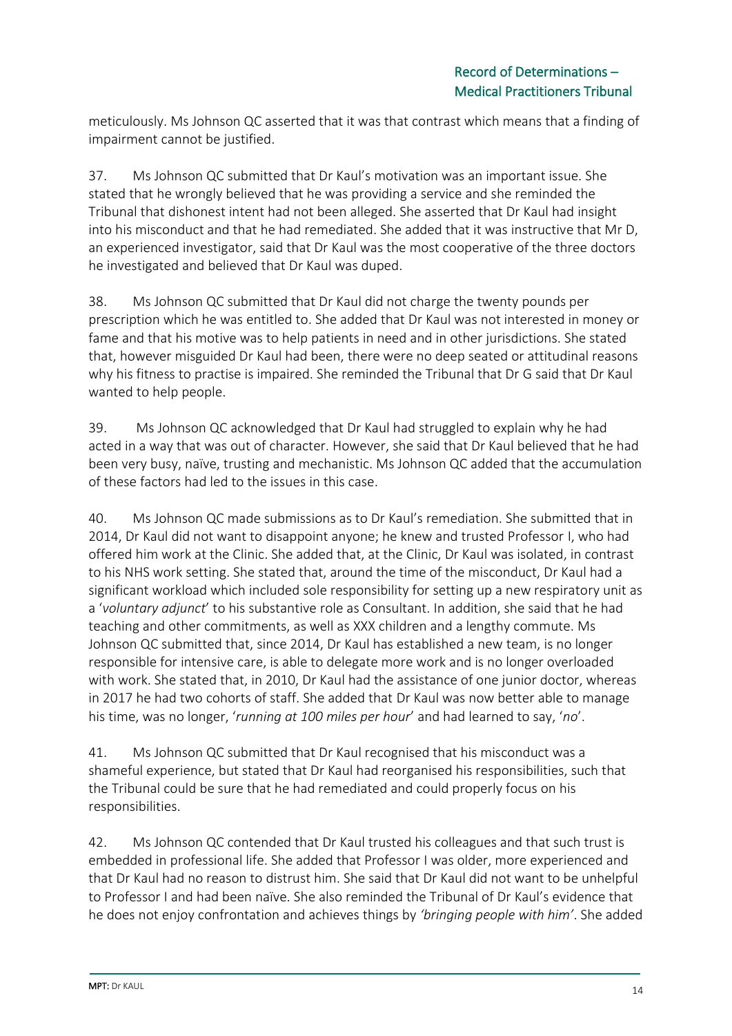meticulously. Ms Johnson QC asserted that it was that contrast which means that a finding of impairment cannot be justified.

37. Ms Johnson QC submitted that Dr Kaul's motivation was an important issue. She stated that he wrongly believed that he was providing a service and she reminded the Tribunal that dishonest intent had not been alleged. She asserted that Dr Kaul had insight into his misconduct and that he had remediated. She added that it was instructive that Mr D, an experienced investigator, said that Dr Kaul was the most cooperative of the three doctors he investigated and believed that Dr Kaul was duped.

38. Ms Johnson QC submitted that Dr Kaul did not charge the twenty pounds per prescription which he was entitled to. She added that Dr Kaul was not interested in money or fame and that his motive was to help patients in need and in other jurisdictions. She stated that, however misguided Dr Kaul had been, there were no deep seated or attitudinal reasons why his fitness to practise is impaired. She reminded the Tribunal that Dr G said that Dr Kaul wanted to help people.

39. Ms Johnson QC acknowledged that Dr Kaul had struggled to explain why he had acted in a way that was out of character. However, she said that Dr Kaul believed that he had been very busy, naïve, trusting and mechanistic. Ms Johnson QC added that the accumulation of these factors had led to the issues in this case.

40. Ms Johnson QC made submissions as to Dr Kaul's remediation. She submitted that in 2014, Dr Kaul did not want to disappoint anyone; he knew and trusted Professor I, who had offered him work at the Clinic. She added that, at the Clinic, Dr Kaul was isolated, in contrast to his NHS work setting. She stated that, around the time of the misconduct, Dr Kaul had a significant workload which included sole responsibility for setting up a new respiratory unit as a '*voluntary adjunct*' to his substantive role as Consultant. In addition, she said that he had teaching and other commitments, as well as XXX children and a lengthy commute. Ms Johnson QC submitted that, since 2014, Dr Kaul has established a new team, is no longer responsible for intensive care, is able to delegate more work and is no longer overloaded with work. She stated that, in 2010, Dr Kaul had the assistance of one junior doctor, whereas in 2017 he had two cohorts of staff. She added that Dr Kaul was now better able to manage his time, was no longer, '*running at 100 miles per hour*' and had learned to say, '*no*'.

41. Ms Johnson QC submitted that Dr Kaul recognised that his misconduct was a shameful experience, but stated that Dr Kaul had reorganised his responsibilities, such that the Tribunal could be sure that he had remediated and could properly focus on his responsibilities.

42. Ms Johnson QC contended that Dr Kaul trusted his colleagues and that such trust is embedded in professional life. She added that Professor I was older, more experienced and that Dr Kaul had no reason to distrust him. She said that Dr Kaul did not want to be unhelpful to Professor I and had been naïve. She also reminded the Tribunal of Dr Kaul's evidence that he does not enjoy confrontation and achieves things by *'bringing people with him'*. She added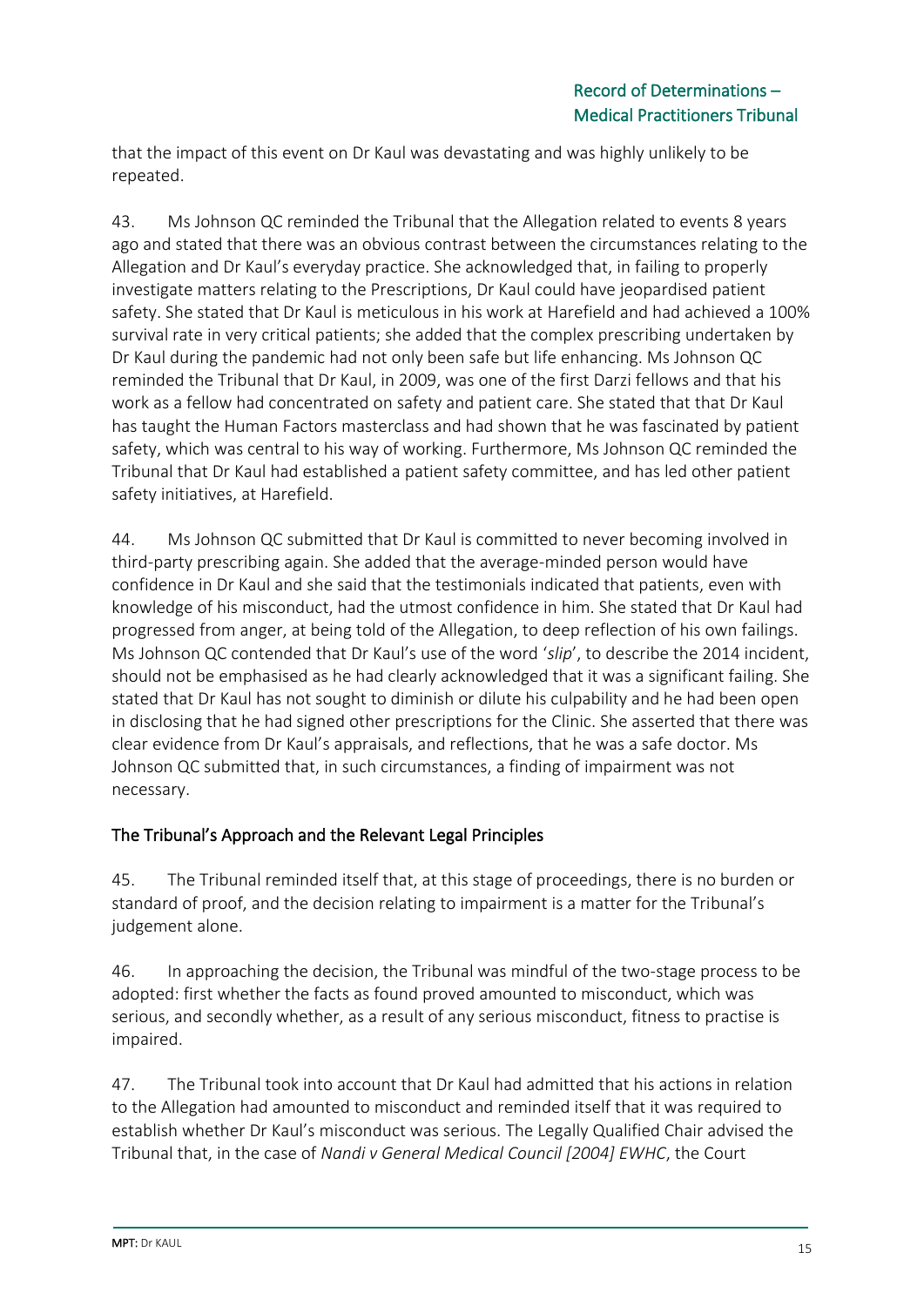that the impact of this event on Dr Kaul was devastating and was highly unlikely to be repeated.

43. Ms Johnson QC reminded the Tribunal that the Allegation related to events 8 years ago and stated that there was an obvious contrast between the circumstances relating to the Allegation and Dr Kaul's everyday practice. She acknowledged that, in failing to properly investigate matters relating to the Prescriptions, Dr Kaul could have jeopardised patient safety. She stated that Dr Kaul is meticulous in his work at Harefield and had achieved a 100% survival rate in very critical patients; she added that the complex prescribing undertaken by Dr Kaul during the pandemic had not only been safe but life enhancing. Ms Johnson QC reminded the Tribunal that Dr Kaul, in 2009, was one of the first Darzi fellows and that his work as a fellow had concentrated on safety and patient care. She stated that that Dr Kaul has taught the Human Factors masterclass and had shown that he was fascinated by patient safety, which was central to his way of working. Furthermore, Ms Johnson QC reminded the Tribunal that Dr Kaul had established a patient safety committee, and has led other patient safety initiatives, at Harefield.

44. Ms Johnson QC submitted that Dr Kaul is committed to never becoming involved in third-party prescribing again. She added that the average-minded person would have confidence in Dr Kaul and she said that the testimonials indicated that patients, even with knowledge of his misconduct, had the utmost confidence in him. She stated that Dr Kaul had progressed from anger, at being told of the Allegation, to deep reflection of his own failings. Ms Johnson QC contended that Dr Kaul's use of the word '*slip*', to describe the 2014 incident, should not be emphasised as he had clearly acknowledged that it was a significant failing. She stated that Dr Kaul has not sought to diminish or dilute his culpability and he had been open in disclosing that he had signed other prescriptions for the Clinic. She asserted that there was clear evidence from Dr Kaul's appraisals, and reflections, that he was a safe doctor. Ms Johnson QC submitted that, in such circumstances, a finding of impairment was not necessary.

## The Tribunal's Approach and the Relevant Legal Principles

45. The Tribunal reminded itself that, at this stage of proceedings, there is no burden or standard of proof, and the decision relating to impairment is a matter for the Tribunal's judgement alone.

46. In approaching the decision, the Tribunal was mindful of the two-stage process to be adopted: first whether the facts as found proved amounted to misconduct, which was serious, and secondly whether, as a result of any serious misconduct, fitness to practise is impaired.

47. The Tribunal took into account that Dr Kaul had admitted that his actions in relation to the Allegation had amounted to misconduct and reminded itself that it was required to establish whether Dr Kaul's misconduct was serious. The Legally Qualified Chair advised the Tribunal that, in the case of *Nandi v General Medical Council [2004] EWHC*, the Court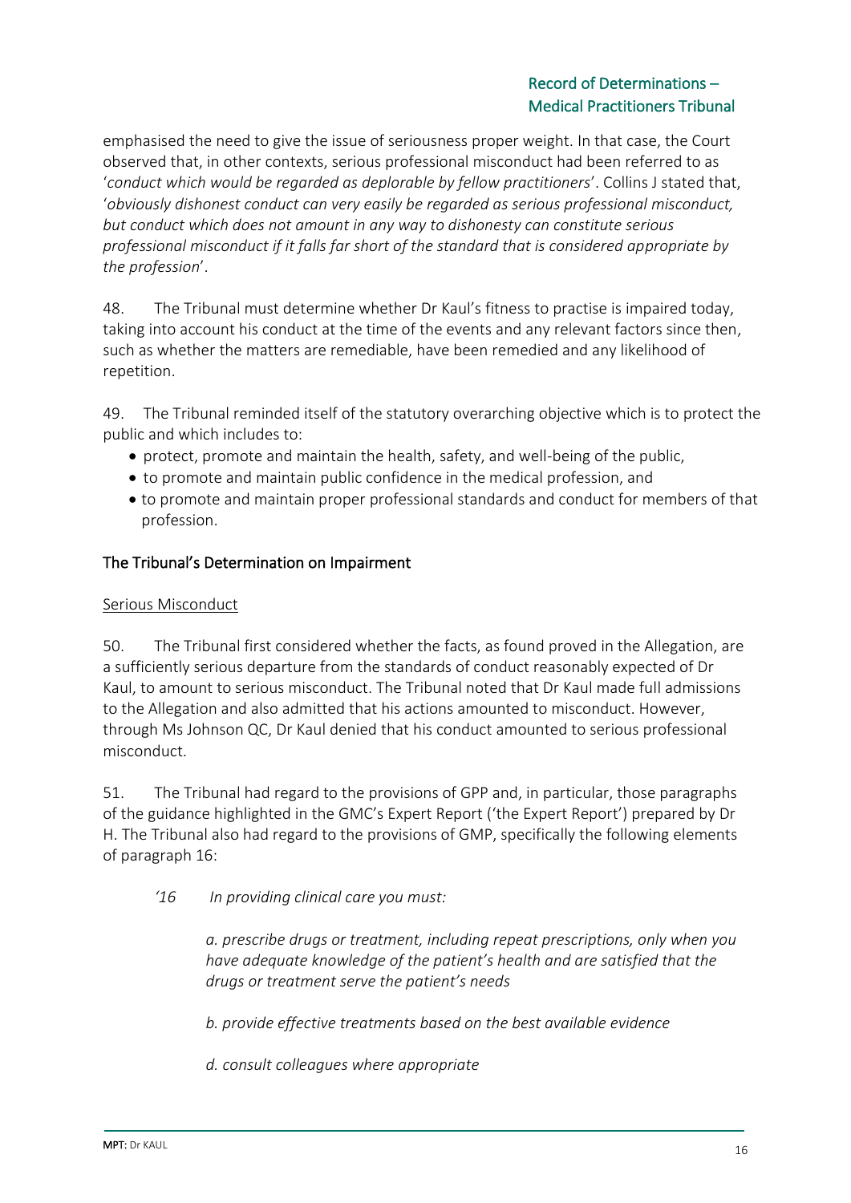emphasised the need to give the issue of seriousness proper weight. In that case, the Court observed that, in other contexts, serious professional misconduct had been referred to as '*conduct which would be regarded as deplorable by fellow practitioners*'. Collins J stated that, '*obviously dishonest conduct can very easily be regarded as serious professional misconduct, but conduct which does not amount in any way to dishonesty can constitute serious professional misconduct if it falls far short of the standard that is considered appropriate by the profession*'.

48. The Tribunal must determine whether Dr Kaul's fitness to practise is impaired today, taking into account his conduct at the time of the events and any relevant factors since then, such as whether the matters are remediable, have been remedied and any likelihood of repetition.

49. The Tribunal reminded itself of the statutory overarching objective which is to protect the public and which includes to:

- protect, promote and maintain the health, safety, and well-being of the public,
- to promote and maintain public confidence in the medical profession, and
- to promote and maintain proper professional standards and conduct for members of that profession.

## The Tribunal's Determination on Impairment

### Serious Misconduct

50. The Tribunal first considered whether the facts, as found proved in the Allegation, are a sufficiently serious departure from the standards of conduct reasonably expected of Dr Kaul, to amount to serious misconduct. The Tribunal noted that Dr Kaul made full admissions to the Allegation and also admitted that his actions amounted to misconduct. However, through Ms Johnson QC, Dr Kaul denied that his conduct amounted to serious professional misconduct.

51. The Tribunal had regard to the provisions of GPP and, in particular, those paragraphs of the guidance highlighted in the GMC's Expert Report ('the Expert Report') prepared by Dr H. The Tribunal also had regard to the provisions of GMP, specifically the following elements of paragraph 16:

> *'16 In providing clinical care you must:*
>
> *a. prescribe drugs or treatment, including repeat prescriptions, only when you have adequate knowledge of the patient's health and are satisfied that the drugs or treatment serve the patient's needs*
>
> *b. provide effective treatments based on the best available evidence*
>
> *d. consult colleagues where appropriate*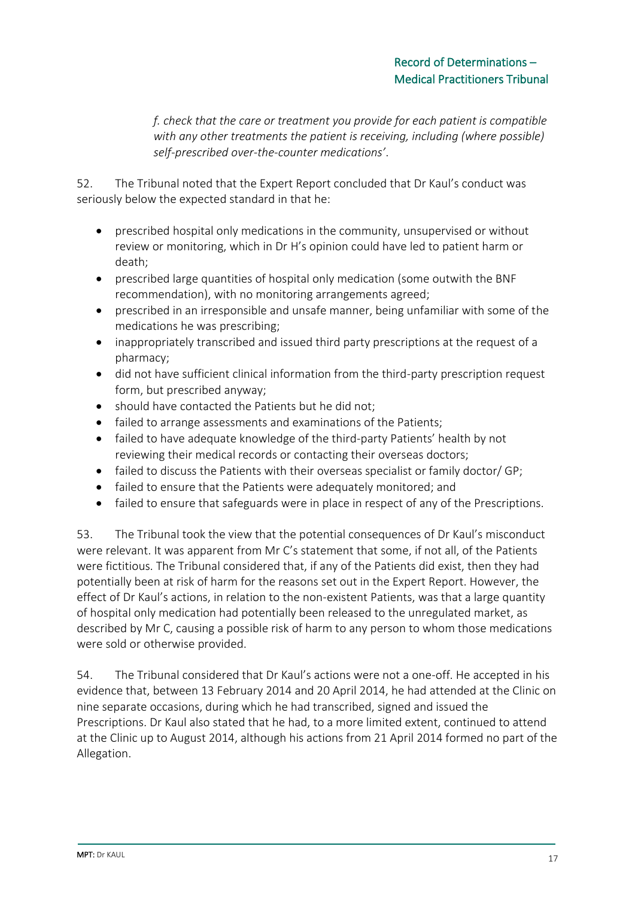*f. check that the care or treatment you provide for each patient is compatible with any other treatments the patient is receiving, including (where possible) self-prescribed over-the-counter medications'*.

52. The Tribunal noted that the Expert Report concluded that Dr Kaul's conduct was seriously below the expected standard in that he:

- prescribed hospital only medications in the community, unsupervised or without review or monitoring, which in Dr H's opinion could have led to patient harm or death;
- prescribed large quantities of hospital only medication (some outwith the BNF recommendation), with no monitoring arrangements agreed;
- prescribed in an irresponsible and unsafe manner, being unfamiliar with some of the medications he was prescribing;
- inappropriately transcribed and issued third party prescriptions at the request of a pharmacy;
- did not have sufficient clinical information from the third-party prescription request form, but prescribed anyway;
- should have contacted the Patients but he did not;
- failed to arrange assessments and examinations of the Patients;
- failed to have adequate knowledge of the third-party Patients' health by not reviewing their medical records or contacting their overseas doctors;
- failed to discuss the Patients with their overseas specialist or family doctor/ GP;
- failed to ensure that the Patients were adequately monitored; and
- failed to ensure that safeguards were in place in respect of any of the Prescriptions.

53. The Tribunal took the view that the potential consequences of Dr Kaul's misconduct were relevant. It was apparent from Mr C's statement that some, if not all, of the Patients were fictitious. The Tribunal considered that, if any of the Patients did exist, then they had potentially been at risk of harm for the reasons set out in the Expert Report. However, the effect of Dr Kaul's actions, in relation to the non-existent Patients, was that a large quantity of hospital only medication had potentially been released to the unregulated market, as described by Mr C, causing a possible risk of harm to any person to whom those medications were sold or otherwise provided.

54. The Tribunal considered that Dr Kaul's actions were not a one-off. He accepted in his evidence that, between 13 February 2014 and 20 April 2014, he had attended at the Clinic on nine separate occasions, during which he had transcribed, signed and issued the Prescriptions. Dr Kaul also stated that he had, to a more limited extent, continued to attend at the Clinic up to August 2014, although his actions from 21 April 2014 formed no part of the Allegation.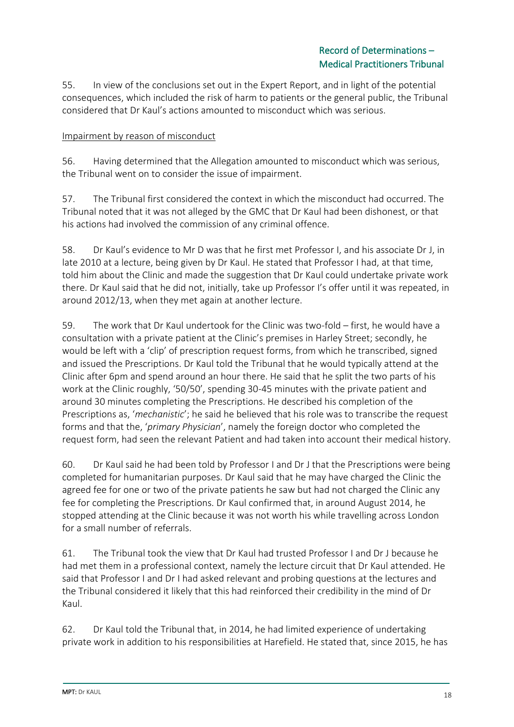55. In view of the conclusions set out in the Expert Report, and in light of the potential consequences, which included the risk of harm to patients or the general public, the Tribunal considered that Dr Kaul's actions amounted to misconduct which was serious.

Impairment by reason of misconduct

56. Having determined that the Allegation amounted to misconduct which was serious, the Tribunal went on to consider the issue of impairment.

57. The Tribunal first considered the context in which the misconduct had occurred. The Tribunal noted that it was not alleged by the GMC that Dr Kaul had been dishonest, or that his actions had involved the commission of any criminal offence.

58. Dr Kaul's evidence to Mr D was that he first met Professor I, and his associate Dr J, in late 2010 at a lecture, being given by Dr Kaul. He stated that Professor I had, at that time, told him about the Clinic and made the suggestion that Dr Kaul could undertake private work there. Dr Kaul said that he did not, initially, take up Professor I's offer until it was repeated, in around 2012/13, when they met again at another lecture.

59. The work that Dr Kaul undertook for the Clinic was two-fold – first, he would have a consultation with a private patient at the Clinic's premises in Harley Street; secondly, he would be left with a 'clip' of prescription request forms, from which he transcribed, signed and issued the Prescriptions. Dr Kaul told the Tribunal that he would typically attend at the Clinic after 6pm and spend around an hour there. He said that he split the two parts of his work at the Clinic roughly, '50/50', spending 30-45 minutes with the private patient and around 30 minutes completing the Prescriptions. He described his completion of the Prescriptions as, '*mechanistic*'; he said he believed that his role was to transcribe the request forms and that the, '*primary Physician*', namely the foreign doctor who completed the request form, had seen the relevant Patient and had taken into account their medical history.

60. Dr Kaul said he had been told by Professor I and Dr J that the Prescriptions were being completed for humanitarian purposes. Dr Kaul said that he may have charged the Clinic the agreed fee for one or two of the private patients he saw but had not charged the Clinic any fee for completing the Prescriptions. Dr Kaul confirmed that, in around August 2014, he stopped attending at the Clinic because it was not worth his while travelling across London for a small number of referrals.

61. The Tribunal took the view that Dr Kaul had trusted Professor I and Dr J because he had met them in a professional context, namely the lecture circuit that Dr Kaul attended. He said that Professor I and Dr I had asked relevant and probing questions at the lectures and the Tribunal considered it likely that this had reinforced their credibility in the mind of Dr Kaul.

62. Dr Kaul told the Tribunal that, in 2014, he had limited experience of undertaking private work in addition to his responsibilities at Harefield. He stated that, since 2015, he has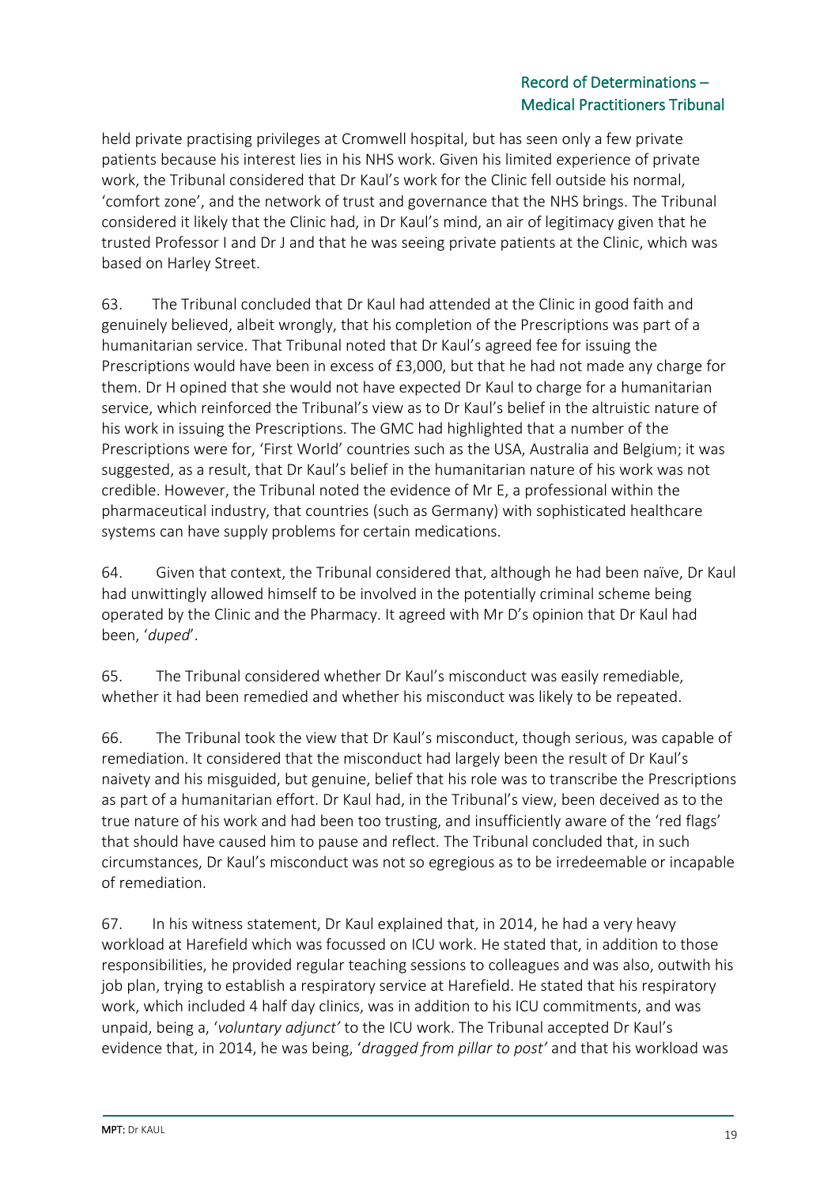held private practising privileges at Cromwell hospital, but has seen only a few private patients because his interest lies in his NHS work. Given his limited experience of private work, the Tribunal considered that Dr Kaul's work for the Clinic fell outside his normal, 'comfort zone', and the network of trust and governance that the NHS brings. The Tribunal considered it likely that the Clinic had, in Dr Kaul's mind, an air of legitimacy given that he trusted Professor I and Dr J and that he was seeing private patients at the Clinic, which was based on Harley Street.

63. The Tribunal concluded that Dr Kaul had attended at the Clinic in good faith and genuinely believed, albeit wrongly, that his completion of the Prescriptions was part of a humanitarian service. That Tribunal noted that Dr Kaul's agreed fee for issuing the Prescriptions would have been in excess of £3,000, but that he had not made any charge for them. Dr H opined that she would not have expected Dr Kaul to charge for a humanitarian service, which reinforced the Tribunal's view as to Dr Kaul's belief in the altruistic nature of his work in issuing the Prescriptions. The GMC had highlighted that a number of the Prescriptions were for, 'First World' countries such as the USA, Australia and Belgium; it was suggested, as a result, that Dr Kaul's belief in the humanitarian nature of his work was not credible. However, the Tribunal noted the evidence of Mr E, a professional within the pharmaceutical industry, that countries (such as Germany) with sophisticated healthcare systems can have supply problems for certain medications.

64. Given that context, the Tribunal considered that, although he had been naïve, Dr Kaul had unwittingly allowed himself to be involved in the potentially criminal scheme being operated by the Clinic and the Pharmacy. It agreed with Mr D's opinion that Dr Kaul had been, '*duped*'.

65. The Tribunal considered whether Dr Kaul's misconduct was easily remediable, whether it had been remedied and whether his misconduct was likely to be repeated.

66. The Tribunal took the view that Dr Kaul's misconduct, though serious, was capable of remediation. It considered that the misconduct had largely been the result of Dr Kaul's naivety and his misguided, but genuine, belief that his role was to transcribe the Prescriptions as part of a humanitarian effort. Dr Kaul had, in the Tribunal's view, been deceived as to the true nature of his work and had been too trusting, and insufficiently aware of the 'red flags' that should have caused him to pause and reflect. The Tribunal concluded that, in such circumstances, Dr Kaul's misconduct was not so egregious as to be irredeemable or incapable of remediation.

67. In his witness statement, Dr Kaul explained that, in 2014, he had a very heavy workload at Harefield which was focussed on ICU work. He stated that, in addition to those responsibilities, he provided regular teaching sessions to colleagues and was also, outwith his job plan, trying to establish a respiratory service at Harefield. He stated that his respiratory work, which included 4 half day clinics, was in addition to his ICU commitments, and was unpaid, being a, '*voluntary adjunct'* to the ICU work. The Tribunal accepted Dr Kaul's evidence that, in 2014, he was being, '*dragged from pillar to post'* and that his workload was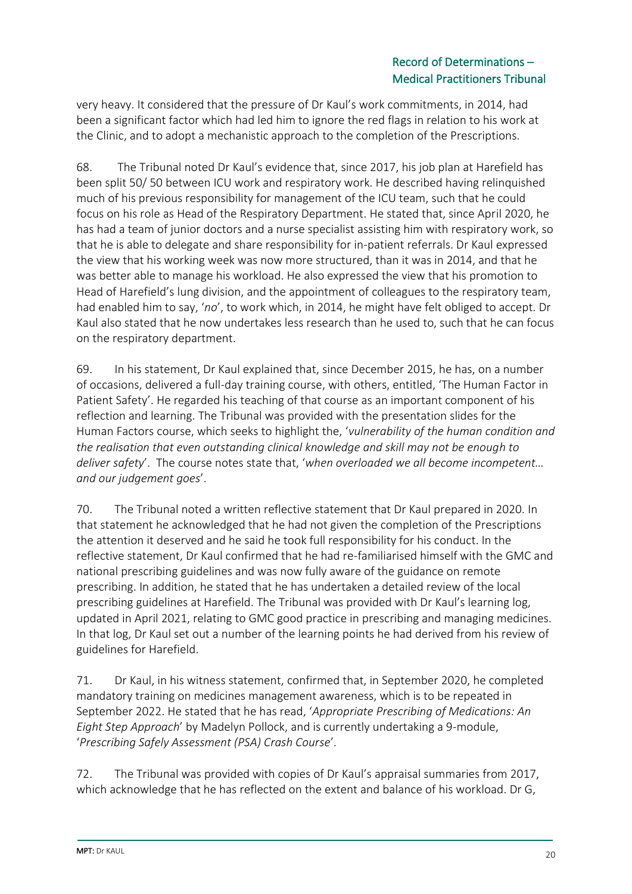very heavy. It considered that the pressure of Dr Kaul's work commitments, in 2014, had been a significant factor which had led him to ignore the red flags in relation to his work at the Clinic, and to adopt a mechanistic approach to the completion of the Prescriptions.

68. The Tribunal noted Dr Kaul's evidence that, since 2017, his job plan at Harefield has been split 50/ 50 between ICU work and respiratory work. He described having relinquished much of his previous responsibility for management of the ICU team, such that he could focus on his role as Head of the Respiratory Department. He stated that, since April 2020, he has had a team of junior doctors and a nurse specialist assisting him with respiratory work, so that he is able to delegate and share responsibility for in-patient referrals. Dr Kaul expressed the view that his working week was now more structured, than it was in 2014, and that he was better able to manage his workload. He also expressed the view that his promotion to Head of Harefield's lung division, and the appointment of colleagues to the respiratory team, had enabled him to say, '*no*', to work which, in 2014, he might have felt obliged to accept. Dr Kaul also stated that he now undertakes less research than he used to, such that he can focus on the respiratory department.

69. In his statement, Dr Kaul explained that, since December 2015, he has, on a number of occasions, delivered a full-day training course, with others, entitled, 'The Human Factor in Patient Safety'. He regarded his teaching of that course as an important component of his reflection and learning. The Tribunal was provided with the presentation slides for the Human Factors course, which seeks to highlight the, '*vulnerability of the human condition and the realisation that even outstanding clinical knowledge and skill may not be enough to deliver safety*'. The course notes state that, '*when overloaded we all become incompetent… and our judgement goes*'.

70. The Tribunal noted a written reflective statement that Dr Kaul prepared in 2020. In that statement he acknowledged that he had not given the completion of the Prescriptions the attention it deserved and he said he took full responsibility for his conduct. In the reflective statement, Dr Kaul confirmed that he had re-familiarised himself with the GMC and national prescribing guidelines and was now fully aware of the guidance on remote prescribing. In addition, he stated that he has undertaken a detailed review of the local prescribing guidelines at Harefield. The Tribunal was provided with Dr Kaul's learning log, updated in April 2021, relating to GMC good practice in prescribing and managing medicines. In that log, Dr Kaul set out a number of the learning points he had derived from his review of guidelines for Harefield.

71. Dr Kaul, in his witness statement, confirmed that, in September 2020, he completed mandatory training on medicines management awareness, which is to be repeated in September 2022. He stated that he has read, '*Appropriate Prescribing of Medications: An Eight Step Approach*' by Madelyn Pollock, and is currently undertaking a 9-module, '*Prescribing Safely Assessment (PSA) Crash Course*'.

72. The Tribunal was provided with copies of Dr Kaul's appraisal summaries from 2017, which acknowledge that he has reflected on the extent and balance of his workload. Dr G,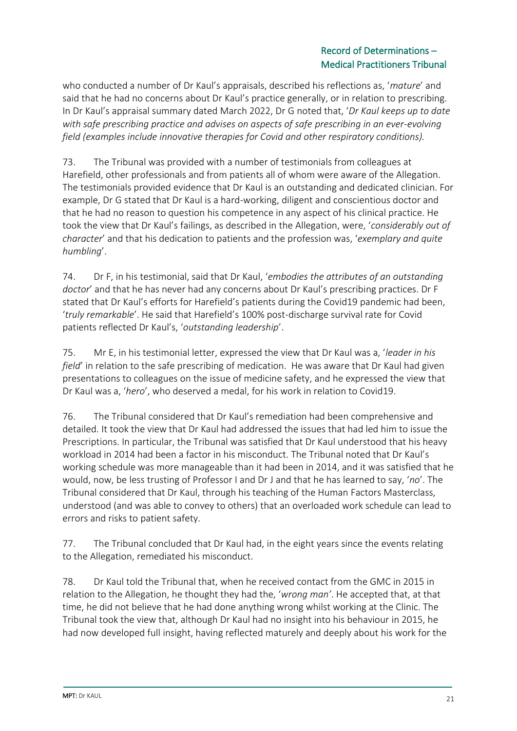who conducted a number of Dr Kaul's appraisals, described his reflections as, '*mature*' and said that he had no concerns about Dr Kaul's practice generally, or in relation to prescribing. In Dr Kaul's appraisal summary dated March 2022, Dr G noted that, '*Dr Kaul keeps up to date with safe prescribing practice and advises on aspects of safe prescribing in an ever-evolving field (examples include innovative therapies for Covid and other respiratory conditions).*

73. The Tribunal was provided with a number of testimonials from colleagues at Harefield, other professionals and from patients all of whom were aware of the Allegation. The testimonials provided evidence that Dr Kaul is an outstanding and dedicated clinician. For example, Dr G stated that Dr Kaul is a hard-working, diligent and conscientious doctor and that he had no reason to question his competence in any aspect of his clinical practice. He took the view that Dr Kaul's failings, as described in the Allegation, were, '*considerably out of character*' and that his dedication to patients and the profession was, '*exemplary and quite humbling*'.

74. Dr F, in his testimonial, said that Dr Kaul, '*embodies the attributes of an outstanding doctor*' and that he has never had any concerns about Dr Kaul's prescribing practices. Dr F stated that Dr Kaul's efforts for Harefield's patients during the Covid19 pandemic had been, '*truly remarkable*'. He said that Harefield's 100% post-discharge survival rate for Covid patients reflected Dr Kaul's, '*outstanding leadership*'.

75. Mr E, in his testimonial letter, expressed the view that Dr Kaul was a, '*leader in his field*' in relation to the safe prescribing of medication. He was aware that Dr Kaul had given presentations to colleagues on the issue of medicine safety, and he expressed the view that Dr Kaul was a, '*hero*', who deserved a medal, for his work in relation to Covid19.

76. The Tribunal considered that Dr Kaul's remediation had been comprehensive and detailed. It took the view that Dr Kaul had addressed the issues that had led him to issue the Prescriptions. In particular, the Tribunal was satisfied that Dr Kaul understood that his heavy workload in 2014 had been a factor in his misconduct. The Tribunal noted that Dr Kaul's working schedule was more manageable than it had been in 2014, and it was satisfied that he would, now, be less trusting of Professor I and Dr J and that he has learned to say, '*no*'. The Tribunal considered that Dr Kaul, through his teaching of the Human Factors Masterclass, understood (and was able to convey to others) that an overloaded work schedule can lead to errors and risks to patient safety.

77. The Tribunal concluded that Dr Kaul had, in the eight years since the events relating to the Allegation, remediated his misconduct.

78. Dr Kaul told the Tribunal that, when he received contact from the GMC in 2015 in relation to the Allegation, he thought they had the, '*wrong man'*. He accepted that, at that time, he did not believe that he had done anything wrong whilst working at the Clinic. The Tribunal took the view that, although Dr Kaul had no insight into his behaviour in 2015, he had now developed full insight, having reflected maturely and deeply about his work for the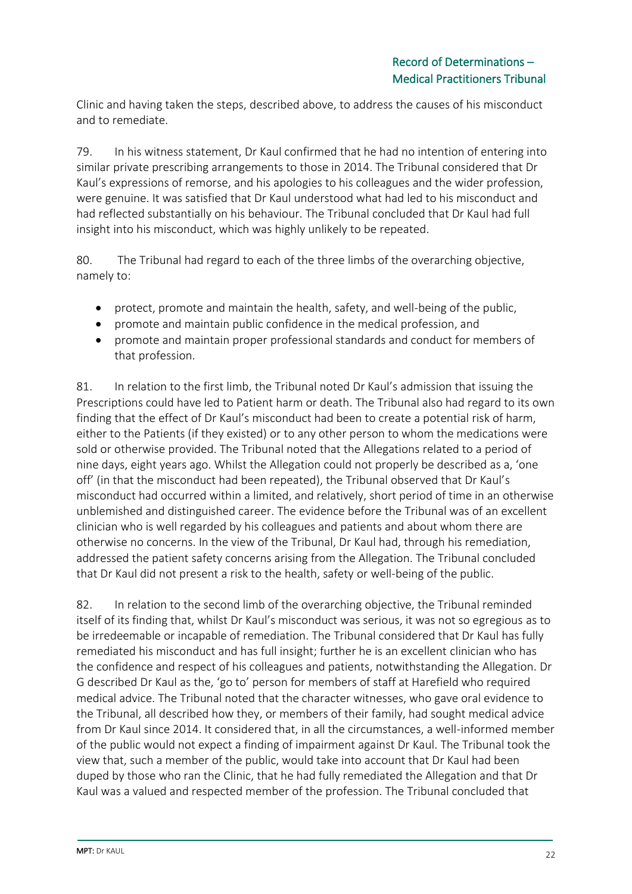Clinic and having taken the steps, described above, to address the causes of his misconduct and to remediate.

79. In his witness statement, Dr Kaul confirmed that he had no intention of entering into similar private prescribing arrangements to those in 2014. The Tribunal considered that Dr Kaul's expressions of remorse, and his apologies to his colleagues and the wider profession, were genuine. It was satisfied that Dr Kaul understood what had led to his misconduct and had reflected substantially on his behaviour. The Tribunal concluded that Dr Kaul had full insight into his misconduct, which was highly unlikely to be repeated.

80. The Tribunal had regard to each of the three limbs of the overarching objective, namely to:

- protect, promote and maintain the health, safety, and well-being of the public,
- promote and maintain public confidence in the medical profession, and
- promote and maintain proper professional standards and conduct for members of that profession.

81. In relation to the first limb, the Tribunal noted Dr Kaul's admission that issuing the Prescriptions could have led to Patient harm or death. The Tribunal also had regard to its own finding that the effect of Dr Kaul's misconduct had been to create a potential risk of harm, either to the Patients (if they existed) or to any other person to whom the medications were sold or otherwise provided. The Tribunal noted that the Allegations related to a period of nine days, eight years ago. Whilst the Allegation could not properly be described as a, 'one off' (in that the misconduct had been repeated), the Tribunal observed that Dr Kaul's misconduct had occurred within a limited, and relatively, short period of time in an otherwise unblemished and distinguished career. The evidence before the Tribunal was of an excellent clinician who is well regarded by his colleagues and patients and about whom there are otherwise no concerns. In the view of the Tribunal, Dr Kaul had, through his remediation, addressed the patient safety concerns arising from the Allegation. The Tribunal concluded that Dr Kaul did not present a risk to the health, safety or well-being of the public.

82. In relation to the second limb of the overarching objective, the Tribunal reminded itself of its finding that, whilst Dr Kaul's misconduct was serious, it was not so egregious as to be irredeemable or incapable of remediation. The Tribunal considered that Dr Kaul has fully remediated his misconduct and has full insight; further he is an excellent clinician who has the confidence and respect of his colleagues and patients, notwithstanding the Allegation. Dr G described Dr Kaul as the, 'go to' person for members of staff at Harefield who required medical advice. The Tribunal noted that the character witnesses, who gave oral evidence to the Tribunal, all described how they, or members of their family, had sought medical advice from Dr Kaul since 2014. It considered that, in all the circumstances, a well-informed member of the public would not expect a finding of impairment against Dr Kaul. The Tribunal took the view that, such a member of the public, would take into account that Dr Kaul had been duped by those who ran the Clinic, that he had fully remediated the Allegation and that Dr Kaul was a valued and respected member of the profession. The Tribunal concluded that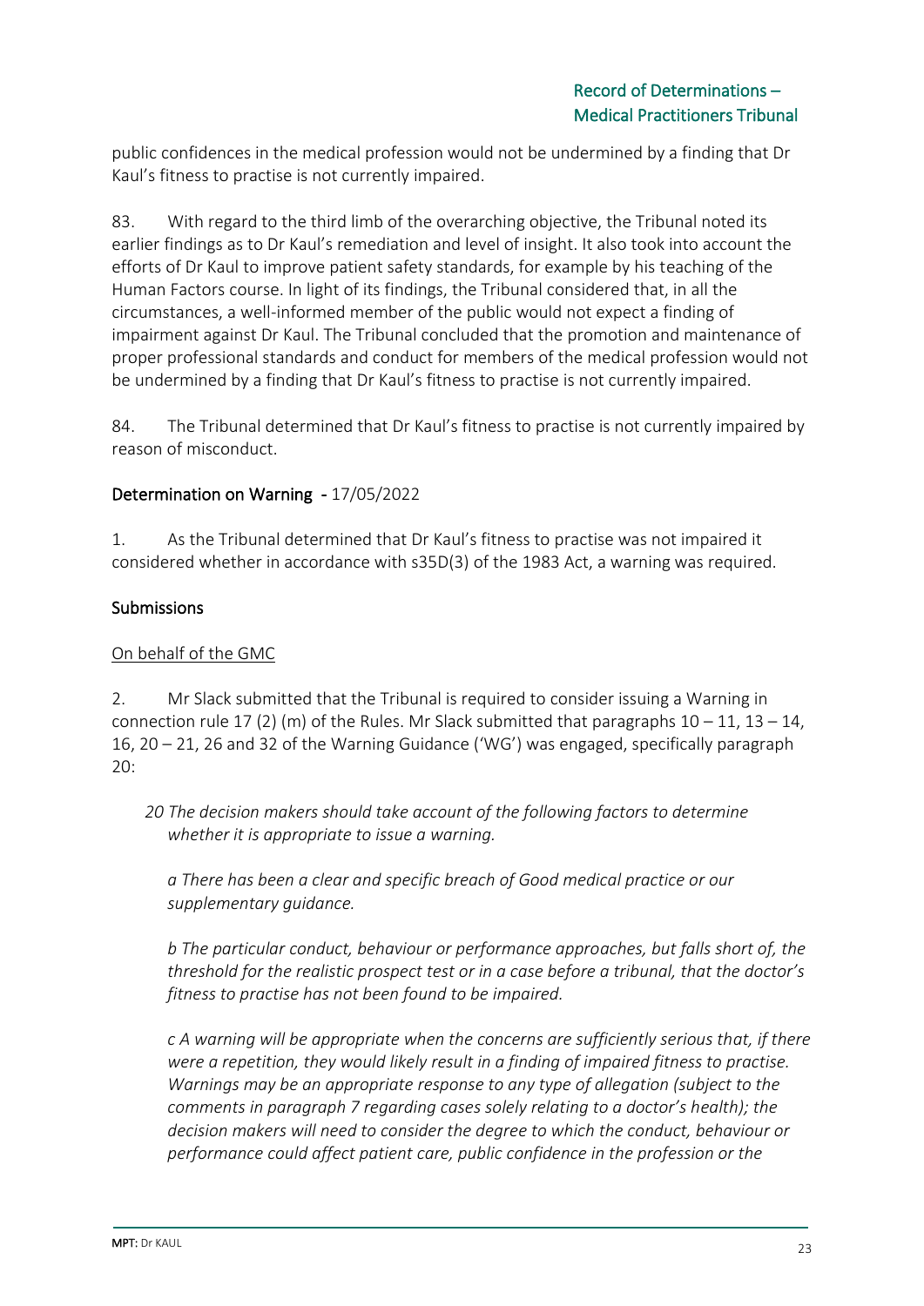public confidences in the medical profession would not be undermined by a finding that Dr Kaul's fitness to practise is not currently impaired.

83. With regard to the third limb of the overarching objective, the Tribunal noted its earlier findings as to Dr Kaul's remediation and level of insight. It also took into account the efforts of Dr Kaul to improve patient safety standards, for example by his teaching of the Human Factors course. In light of its findings, the Tribunal considered that, in all the circumstances, a well-informed member of the public would not expect a finding of impairment against Dr Kaul. The Tribunal concluded that the promotion and maintenance of proper professional standards and conduct for members of the medical profession would not be undermined by a finding that Dr Kaul's fitness to practise is not currently impaired.

84. The Tribunal determined that Dr Kaul's fitness to practise is not currently impaired by reason of misconduct.

## Determination on Warning - 17/05/2022

1. As the Tribunal determined that Dr Kaul's fitness to practise was not impaired it considered whether in accordance with s35D(3) of the 1983 Act, a warning was required.

### Submissions

#### On behalf of the GMC

2. Mr Slack submitted that the Tribunal is required to consider issuing a Warning in connection rule 17 (2) (m) of the Rules. Mr Slack submitted that paragraphs 10 – 11, 13 – 14, 16, 20 – 21, 26 and 32 of the Warning Guidance ('WG') was engaged, specifically paragraph 20:

> *20 The decision makers should take account of the following factors to determine whether it is appropriate to issue a warning.*
>
> *a There has been a clear and specific breach of Good medical practice or our supplementary guidance.*
>
> *b The particular conduct, behaviour or performance approaches, but falls short of, the threshold for the realistic prospect test or in a case before a tribunal, that the doctor's fitness to practise has not been found to be impaired.*
>
> *c A warning will be appropriate when the concerns are sufficiently serious that, if there were a repetition, they would likely result in a finding of impaired fitness to practise. Warnings may be an appropriate response to any type of allegation (subject to the comments in paragraph 7 regarding cases solely relating to a doctor's health); the decision makers will need to consider the degree to which the conduct, behaviour or performance could affect patient care, public confidence in the profession or the*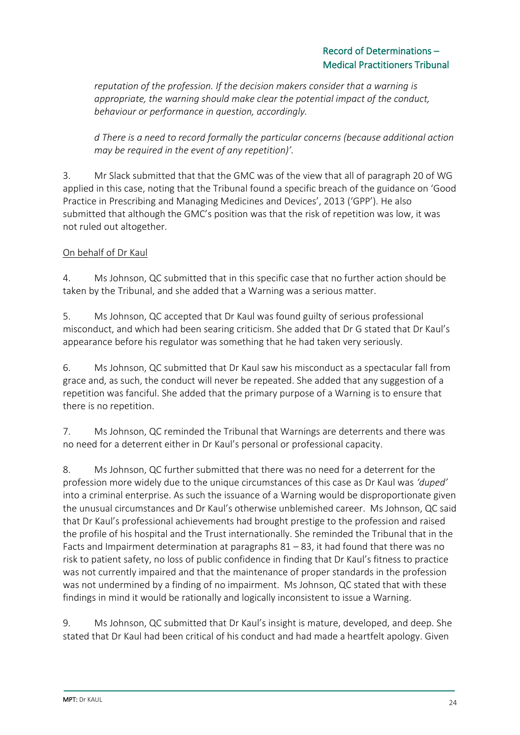*reputation of the profession. If the decision makers consider that a warning is appropriate, the warning should make clear the potential impact of the conduct, behaviour or performance in question, accordingly.*

*d There is a need to record formally the particular concerns (because additional action may be required in the event of any repetition)'.*

3. Mr Slack submitted that that the GMC was of the view that all of paragraph 20 of WG applied in this case, noting that the Tribunal found a specific breach of the guidance on 'Good Practice in Prescribing and Managing Medicines and Devices', 2013 ('GPP'). He also submitted that although the GMC's position was that the risk of repetition was low, it was not ruled out altogether.

On behalf of Dr Kaul

4. Ms Johnson, QC submitted that in this specific case that no further action should be taken by the Tribunal, and she added that a Warning was a serious matter.

5. Ms Johnson, QC accepted that Dr Kaul was found guilty of serious professional misconduct, and which had been searing criticism. She added that Dr G stated that Dr Kaul's appearance before his regulator was something that he had taken very seriously.

6. Ms Johnson, QC submitted that Dr Kaul saw his misconduct as a spectacular fall from grace and, as such, the conduct will never be repeated. She added that any suggestion of a repetition was fanciful. She added that the primary purpose of a Warning is to ensure that there is no repetition.

7. Ms Johnson, QC reminded the Tribunal that Warnings are deterrents and there was no need for a deterrent either in Dr Kaul's personal or professional capacity.

8. Ms Johnson, QC further submitted that there was no need for a deterrent for the profession more widely due to the unique circumstances of this case as Dr Kaul was *'duped'* into a criminal enterprise. As such the issuance of a Warning would be disproportionate given the unusual circumstances and Dr Kaul's otherwise unblemished career. Ms Johnson, QC said that Dr Kaul's professional achievements had brought prestige to the profession and raised the profile of his hospital and the Trust internationally. She reminded the Tribunal that in the Facts and Impairment determination at paragraphs 81 – 83, it had found that there was no risk to patient safety, no loss of public confidence in finding that Dr Kaul's fitness to practice was not currently impaired and that the maintenance of proper standards in the profession was not undermined by a finding of no impairment. Ms Johnson, QC stated that with these findings in mind it would be rationally and logically inconsistent to issue a Warning.

9. Ms Johnson, QC submitted that Dr Kaul's insight is mature, developed, and deep. She stated that Dr Kaul had been critical of his conduct and had made a heartfelt apology. Given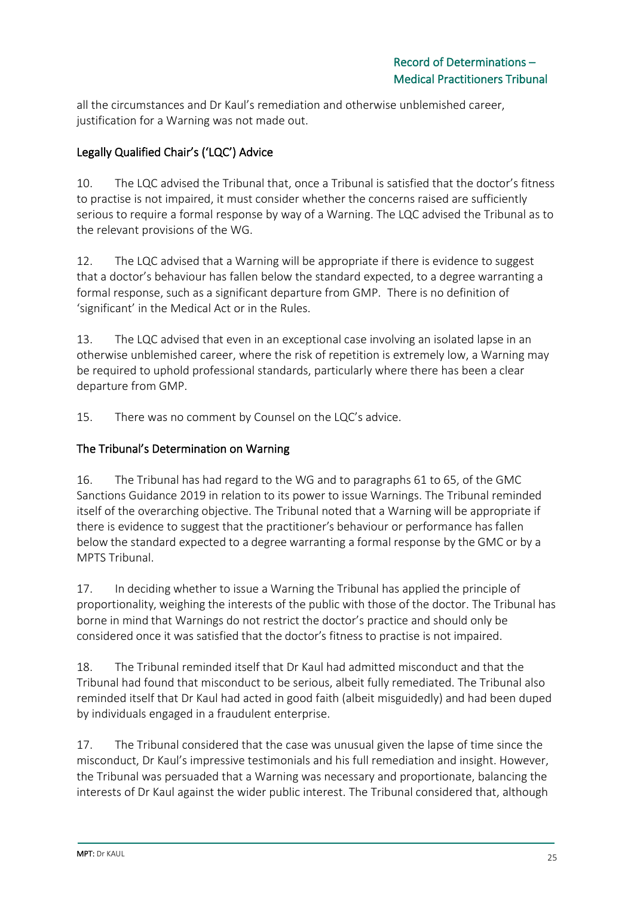all the circumstances and Dr Kaul's remediation and otherwise unblemished career, justification for a Warning was not made out.

## Legally Qualified Chair's ('LQC') Advice

10. The LQC advised the Tribunal that, once a Tribunal is satisfied that the doctor's fitness to practise is not impaired, it must consider whether the concerns raised are sufficiently serious to require a formal response by way of a Warning. The LQC advised the Tribunal as to the relevant provisions of the WG.

12. The LQC advised that a Warning will be appropriate if there is evidence to suggest that a doctor's behaviour has fallen below the standard expected, to a degree warranting a formal response, such as a significant departure from GMP. There is no definition of 'significant' in the Medical Act or in the Rules.

13. The LQC advised that even in an exceptional case involving an isolated lapse in an otherwise unblemished career, where the risk of repetition is extremely low, a Warning may be required to uphold professional standards, particularly where there has been a clear departure from GMP.

15. There was no comment by Counsel on the LQC's advice.

## The Tribunal's Determination on Warning

16. The Tribunal has had regard to the WG and to paragraphs 61 to 65, of the GMC Sanctions Guidance 2019 in relation to its power to issue Warnings. The Tribunal reminded itself of the overarching objective. The Tribunal noted that a Warning will be appropriate if there is evidence to suggest that the practitioner's behaviour or performance has fallen below the standard expected to a degree warranting a formal response by the GMC or by a MPTS Tribunal.

17. In deciding whether to issue a Warning the Tribunal has applied the principle of proportionality, weighing the interests of the public with those of the doctor. The Tribunal has borne in mind that Warnings do not restrict the doctor's practice and should only be considered once it was satisfied that the doctor's fitness to practise is not impaired.

18. The Tribunal reminded itself that Dr Kaul had admitted misconduct and that the Tribunal had found that misconduct to be serious, albeit fully remediated. The Tribunal also reminded itself that Dr Kaul had acted in good faith (albeit misguidedly) and had been duped by individuals engaged in a fraudulent enterprise.

17. The Tribunal considered that the case was unusual given the lapse of time since the misconduct, Dr Kaul's impressive testimonials and his full remediation and insight. However, the Tribunal was persuaded that a Warning was necessary and proportionate, balancing the interests of Dr Kaul against the wider public interest. The Tribunal considered that, although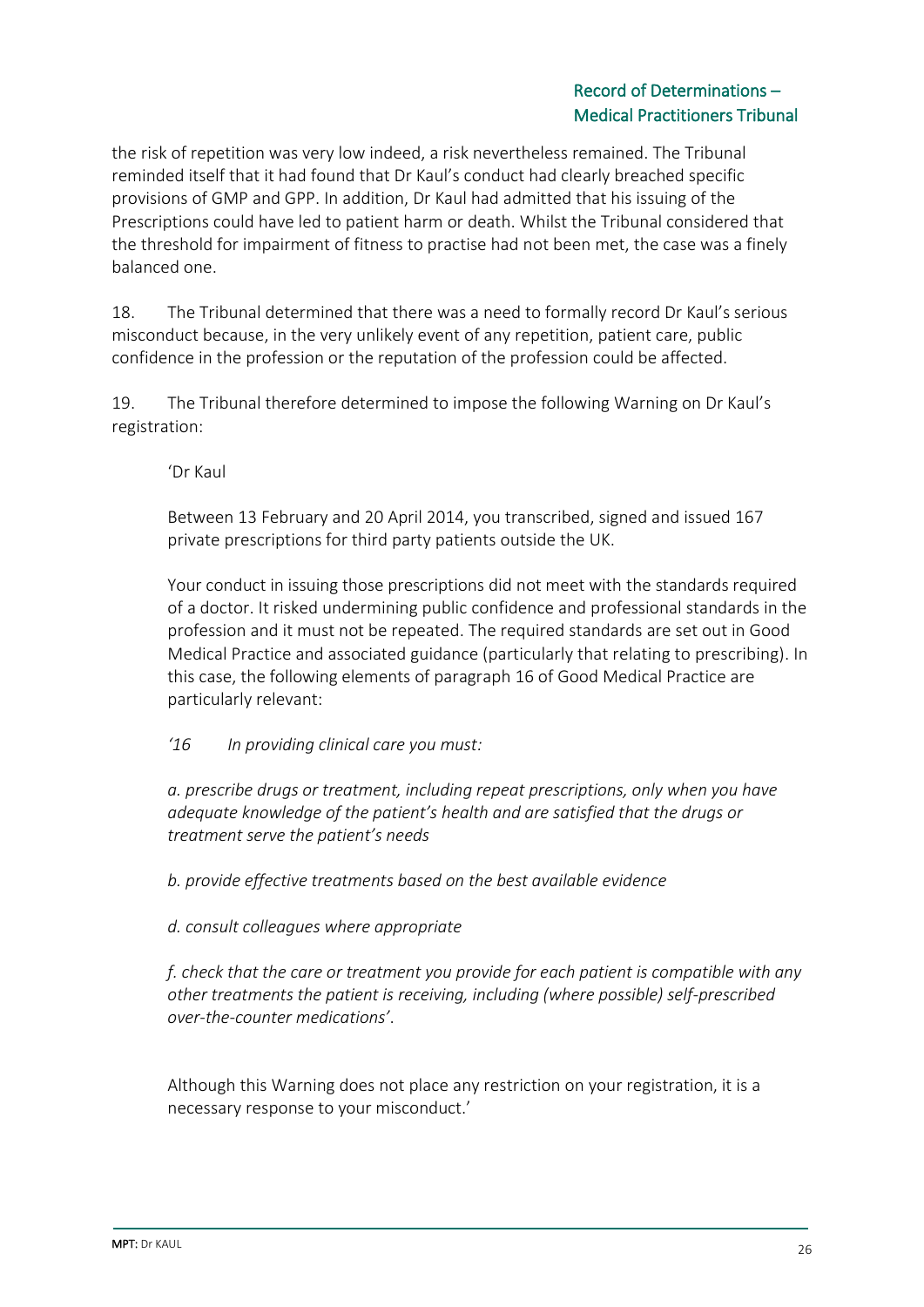the risk of repetition was very low indeed, a risk nevertheless remained. The Tribunal reminded itself that it had found that Dr Kaul's conduct had clearly breached specific provisions of GMP and GPP. In addition, Dr Kaul had admitted that his issuing of the Prescriptions could have led to patient harm or death. Whilst the Tribunal considered that the threshold for impairment of fitness to practise had not been met, the case was a finely balanced one.

18. The Tribunal determined that there was a need to formally record Dr Kaul's serious misconduct because, in the very unlikely event of any repetition, patient care, public confidence in the profession or the reputation of the profession could be affected.

19. The Tribunal therefore determined to impose the following Warning on Dr Kaul's registration:

> 'Dr Kaul
>
> Between 13 February and 20 April 2014, you transcribed, signed and issued 167 private prescriptions for third party patients outside the UK.
>
> Your conduct in issuing those prescriptions did not meet with the standards required of a doctor. It risked undermining public confidence and professional standards in the profession and it must not be repeated. The required standards are set out in Good Medical Practice and associated guidance (particularly that relating to prescribing). In this case, the following elements of paragraph 16 of Good Medical Practice are particularly relevant:
>
> *'16 In providing clinical care you must:*
>
> *a. prescribe drugs or treatment, including repeat prescriptions, only when you have adequate knowledge of the patient's health and are satisfied that the drugs or treatment serve the patient's needs*
>
> *b. provide effective treatments based on the best available evidence*
>
> *d. consult colleagues where appropriate*
>
> *f. check that the care or treatment you provide for each patient is compatible with any other treatments the patient is receiving, including (where possible) self-prescribed over-the-counter medications'*.
>
> Although this Warning does not place any restriction on your registration, it is a necessary response to your misconduct.'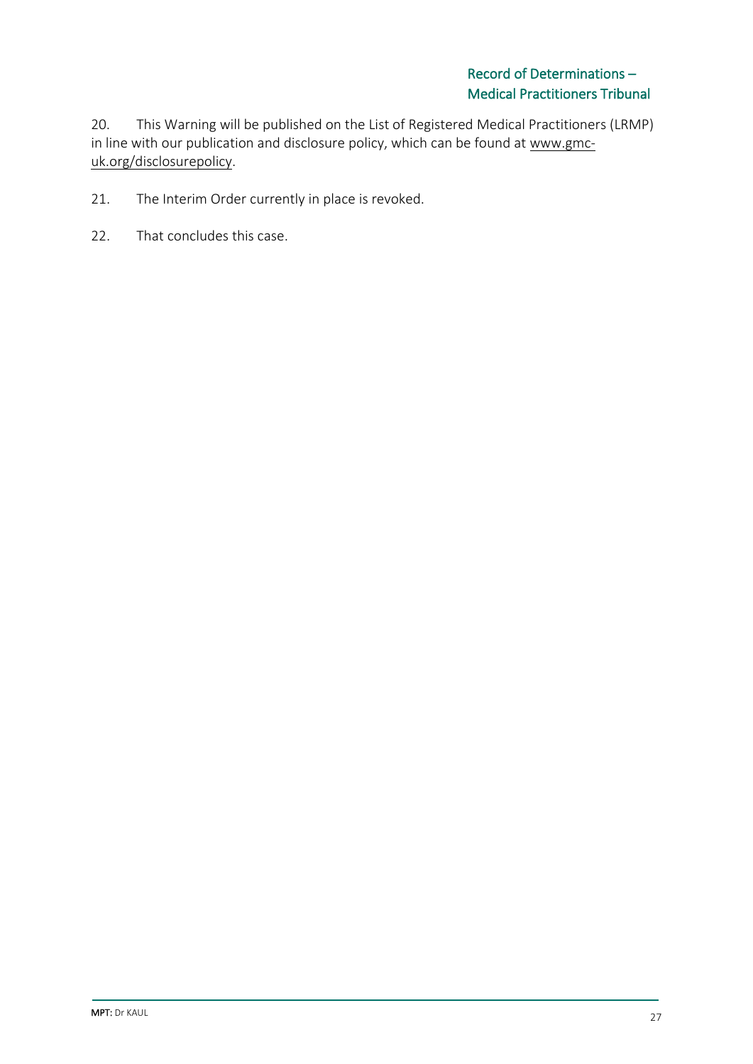20. This Warning will be published on the List of Registered Medical Practitioners (LRMP) in line with our publication and disclosure policy, which can be found at www.gmc-uk.org/disclosurepolicy.

21. The Interim Order currently in place is revoked.

22. That concludes this case.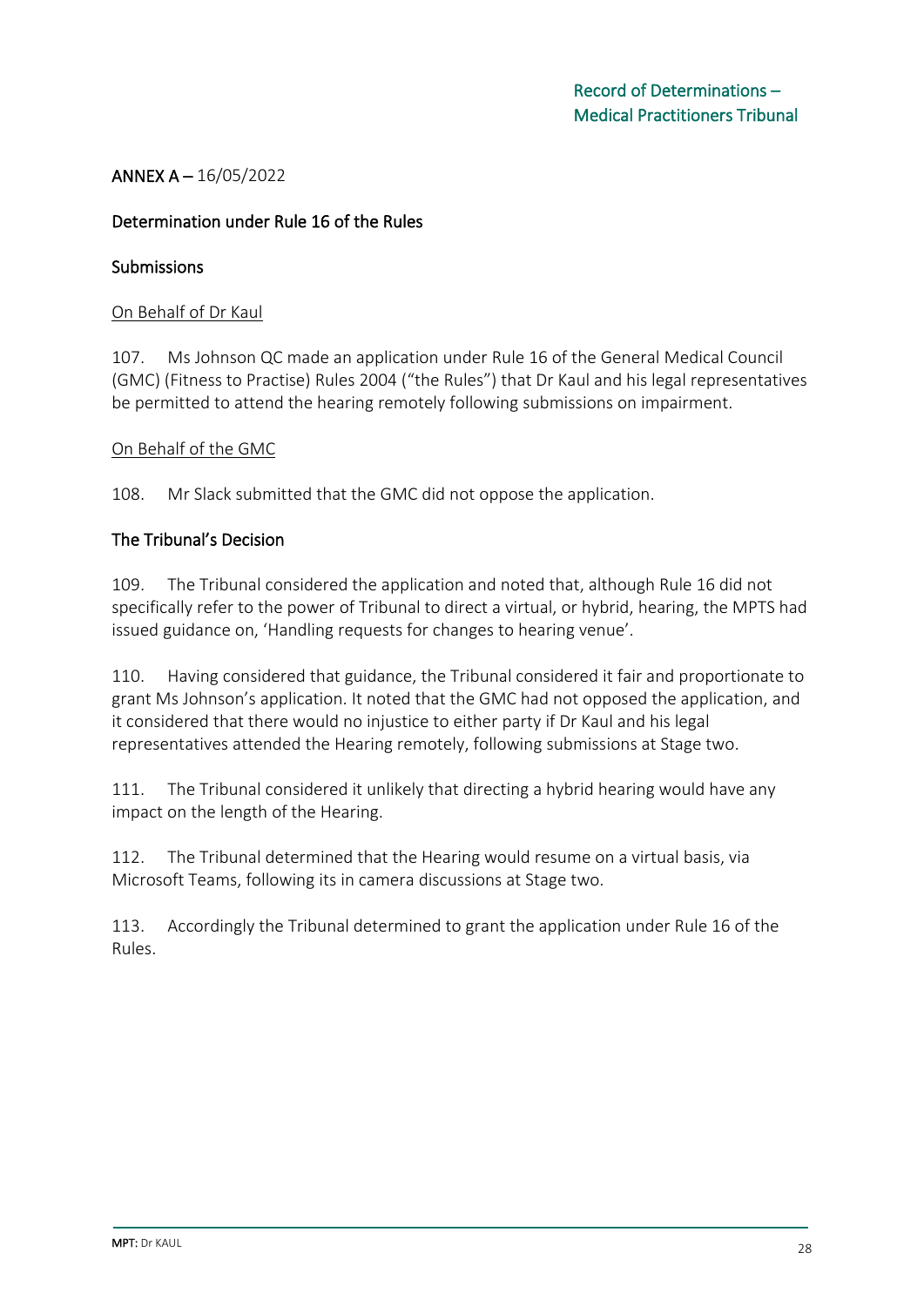**ANNEX A –** 16/05/2022

## Determination under Rule 16 of the Rules

### Submissions

<u>On Behalf of Dr Kaul</u>

107. Ms Johnson QC made an application under Rule 16 of the General Medical Council (GMC) (Fitness to Practise) Rules 2004 ("the Rules") that Dr Kaul and his legal representatives be permitted to attend the hearing remotely following submissions on impairment.

<u>On Behalf of the GMC</u>

108. Mr Slack submitted that the GMC did not oppose the application.

### The Tribunal's Decision

109. The Tribunal considered the application and noted that, although Rule 16 did not specifically refer to the power of Tribunal to direct a virtual, or hybrid, hearing, the MPTS had issued guidance on, 'Handling requests for changes to hearing venue'.

110. Having considered that guidance, the Tribunal considered it fair and proportionate to grant Ms Johnson's application. It noted that the GMC had not opposed the application, and it considered that there would no injustice to either party if Dr Kaul and his legal representatives attended the Hearing remotely, following submissions at Stage two.

111. The Tribunal considered it unlikely that directing a hybrid hearing would have any impact on the length of the Hearing.

112. The Tribunal determined that the Hearing would resume on a virtual basis, via Microsoft Teams, following its in camera discussions at Stage two.

113. Accordingly the Tribunal determined to grant the application under Rule 16 of the Rules.